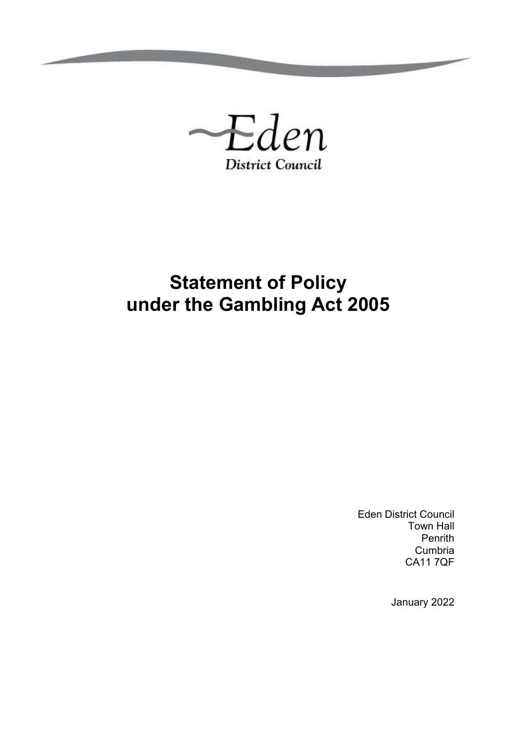Eden

District Council

# Statement of Policy under the Gambling Act 2005

Eden District Council
Town Hall
Penrith
Cumbria
CA11 7QF

January 2022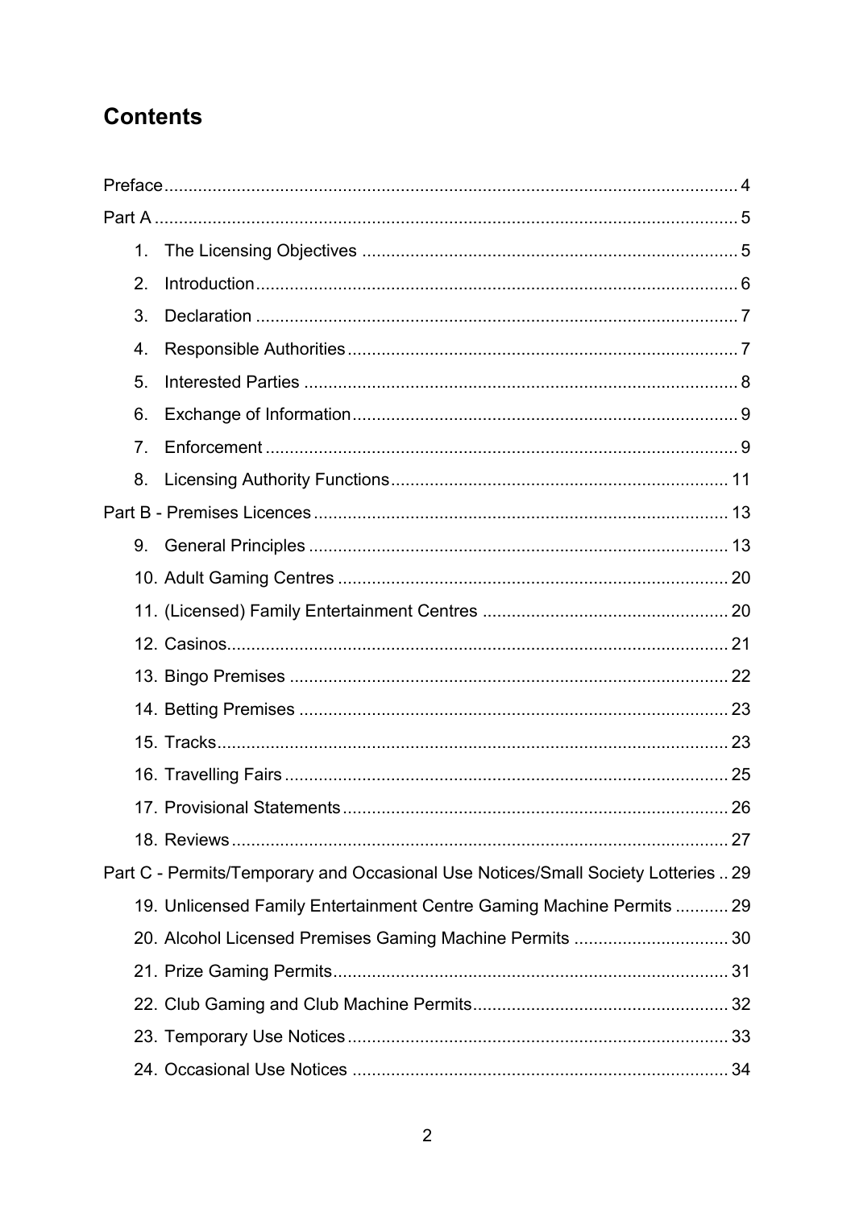# Contents

Preface .......... 4

Part A .......... 5

1. The Licensing Objectives .......... 5
2. Introduction .......... 6
3. Declaration .......... 7
4. Responsible Authorities .......... 7
5. Interested Parties .......... 8
6. Exchange of Information .......... 9
7. Enforcement .......... 9
8. Licensing Authority Functions .......... 11

Part B - Premises Licences .......... 13

9. General Principles .......... 13
10. Adult Gaming Centres .......... 20
11. (Licensed) Family Entertainment Centres .......... 20
12. Casinos .......... 21
13. Bingo Premises .......... 22
14. Betting Premises .......... 23
15. Tracks .......... 23
16. Travelling Fairs .......... 25
17. Provisional Statements .......... 26
18. Reviews .......... 27

Part C - Permits/Temporary and Occasional Use Notices/Small Society Lotteries .. 29

19. Unlicensed Family Entertainment Centre Gaming Machine Permits .......... 29
20. Alcohol Licensed Premises Gaming Machine Permits .......... 30
21. Prize Gaming Permits .......... 31
22. Club Gaming and Club Machine Permits .......... 32
23. Temporary Use Notices .......... 33
24. Occasional Use Notices .......... 34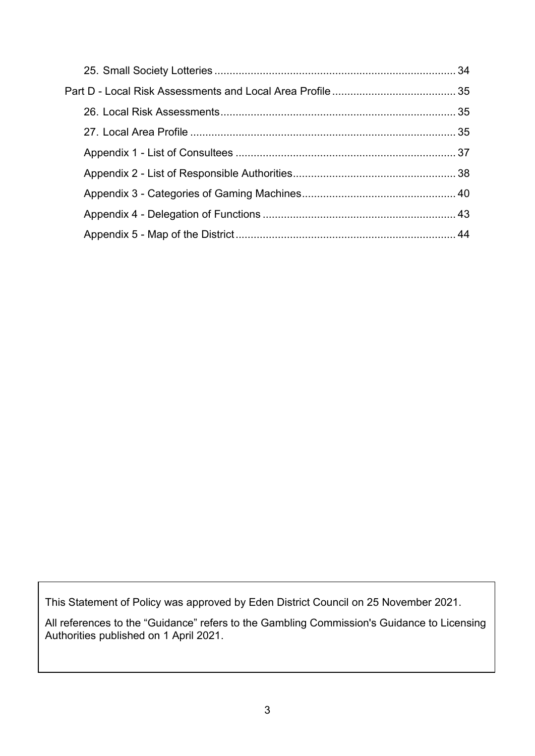25. Small Society Lotteries ... 34

Part D - Local Risk Assessments and Local Area Profile ... 35

26. Local Risk Assessments ... 35

27. Local Area Profile ... 35

Appendix 1 - List of Consultees ... 37

Appendix 2 - List of Responsible Authorities ... 38

Appendix 3 - Categories of Gaming Machines ... 40

Appendix 4 - Delegation of Functions ... 43

Appendix 5 - Map of the District ... 44

This Statement of Policy was approved by Eden District Council on 25 November 2021.

All references to the "Guidance" refers to the Gambling Commission's Guidance to Licensing Authorities published on 1 April 2021.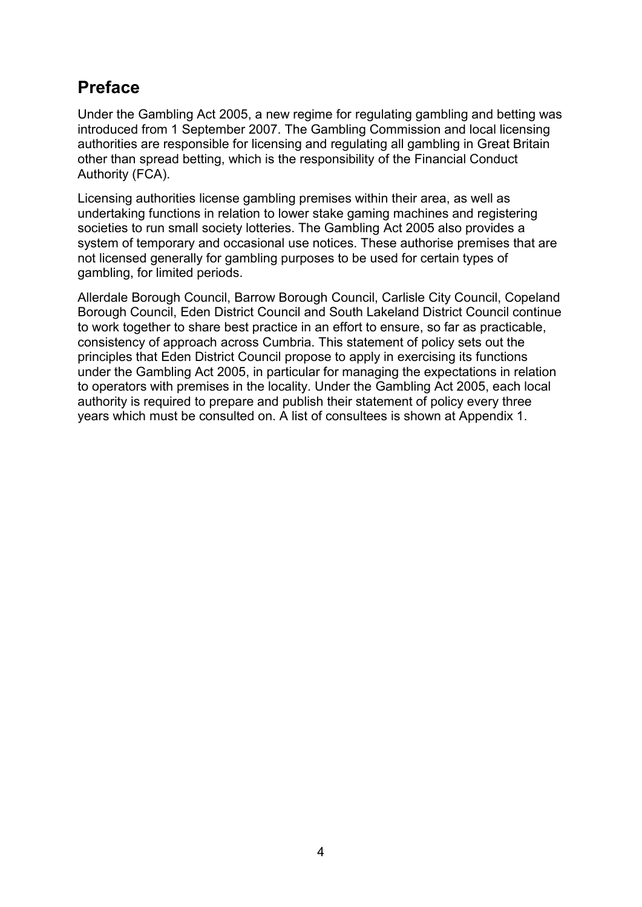## Preface

Under the Gambling Act 2005, a new regime for regulating gambling and betting was introduced from 1 September 2007. The Gambling Commission and local licensing authorities are responsible for licensing and regulating all gambling in Great Britain other than spread betting, which is the responsibility of the Financial Conduct Authority (FCA).

Licensing authorities license gambling premises within their area, as well as undertaking functions in relation to lower stake gaming machines and registering societies to run small society lotteries. The Gambling Act 2005 also provides a system of temporary and occasional use notices. These authorise premises that are not licensed generally for gambling purposes to be used for certain types of gambling, for limited periods.

Allerdale Borough Council, Barrow Borough Council, Carlisle City Council, Copeland Borough Council, Eden District Council and South Lakeland District Council continue to work together to share best practice in an effort to ensure, so far as practicable, consistency of approach across Cumbria. This statement of policy sets out the principles that Eden District Council propose to apply in exercising its functions under the Gambling Act 2005, in particular for managing the expectations in relation to operators with premises in the locality. Under the Gambling Act 2005, each local authority is required to prepare and publish their statement of policy every three years which must be consulted on. A list of consultees is shown at Appendix 1.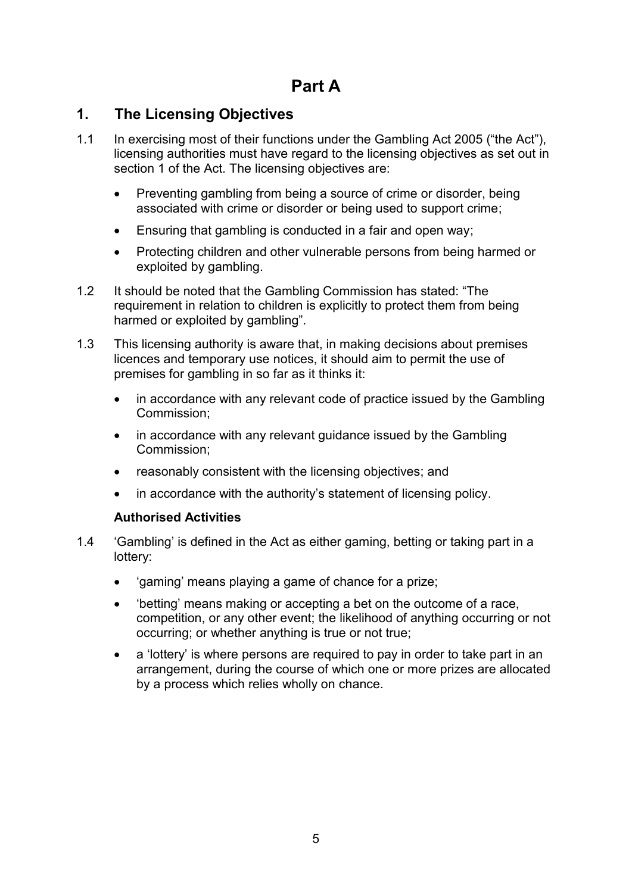# Part A

## 1. The Licensing Objectives

1.1 In exercising most of their functions under the Gambling Act 2005 ("the Act"), licensing authorities must have regard to the licensing objectives as set out in section 1 of the Act. The licensing objectives are:

- Preventing gambling from being a source of crime or disorder, being associated with crime or disorder or being used to support crime;
- Ensuring that gambling is conducted in a fair and open way;
- Protecting children and other vulnerable persons from being harmed or exploited by gambling.

1.2 It should be noted that the Gambling Commission has stated: "The requirement in relation to children is explicitly to protect them from being harmed or exploited by gambling".

1.3 This licensing authority is aware that, in making decisions about premises licences and temporary use notices, it should aim to permit the use of premises for gambling in so far as it thinks it:

- in accordance with any relevant code of practice issued by the Gambling Commission;
- in accordance with any relevant guidance issued by the Gambling Commission;
- reasonably consistent with the licensing objectives; and
- in accordance with the authority's statement of licensing policy.

### Authorised Activities

1.4 'Gambling' is defined in the Act as either gaming, betting or taking part in a lottery:

- 'gaming' means playing a game of chance for a prize;
- 'betting' means making or accepting a bet on the outcome of a race, competition, or any other event; the likelihood of anything occurring or not occurring; or whether anything is true or not true;
- a 'lottery' is where persons are required to pay in order to take part in an arrangement, during the course of which one or more prizes are allocated by a process which relies wholly on chance.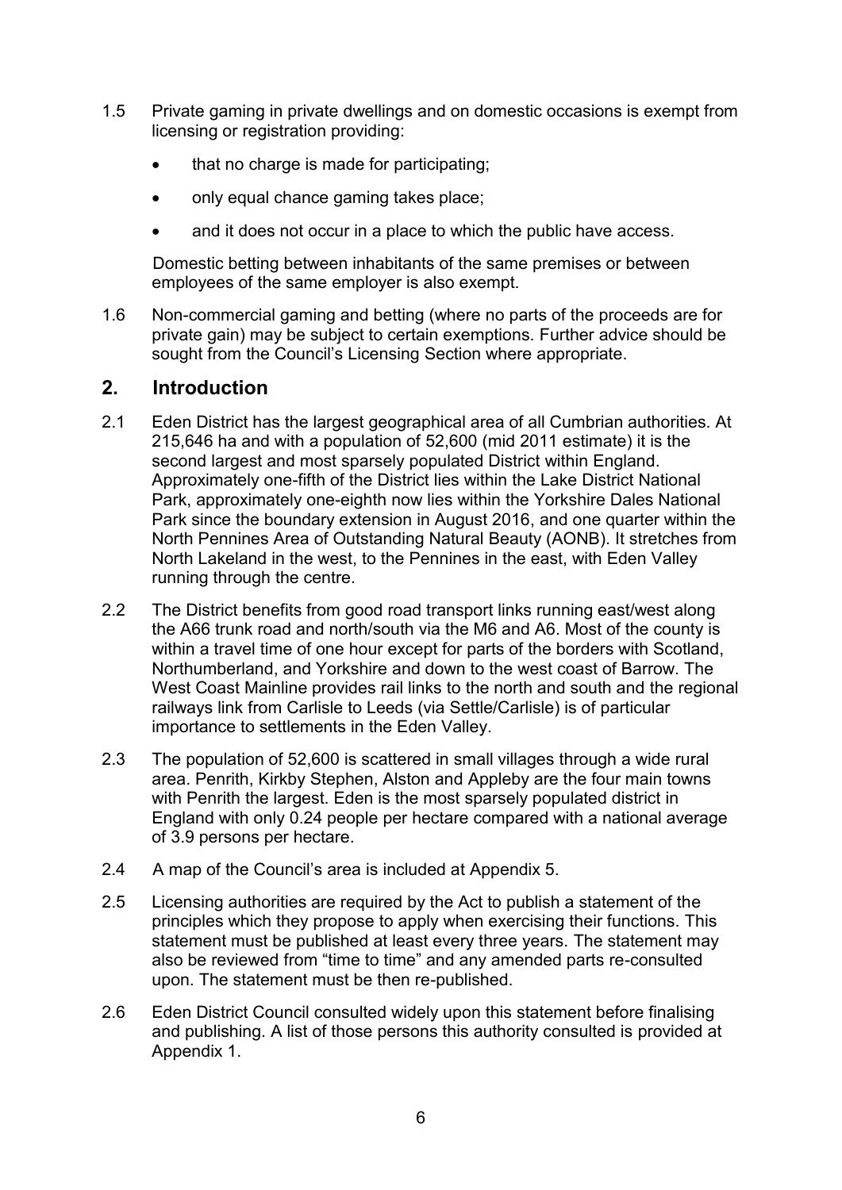1.5 Private gaming in private dwellings and on domestic occasions is exempt from licensing or registration providing:

- that no charge is made for participating;
- only equal chance gaming takes place;
- and it does not occur in a place to which the public have access.

Domestic betting between inhabitants of the same premises or between employees of the same employer is also exempt.

1.6 Non-commercial gaming and betting (where no parts of the proceeds are for private gain) may be subject to certain exemptions. Further advice should be sought from the Council's Licensing Section where appropriate.

## 2. Introduction

2.1 Eden District has the largest geographical area of all Cumbrian authorities. At 215,646 ha and with a population of 52,600 (mid 2011 estimate) it is the second largest and most sparsely populated District within England. Approximately one-fifth of the District lies within the Lake District National Park, approximately one-eighth now lies within the Yorkshire Dales National Park since the boundary extension in August 2016, and one quarter within the North Pennines Area of Outstanding Natural Beauty (AONB). It stretches from North Lakeland in the west, to the Pennines in the east, with Eden Valley running through the centre.

2.2 The District benefits from good road transport links running east/west along the A66 trunk road and north/south via the M6 and A6. Most of the county is within a travel time of one hour except for parts of the borders with Scotland, Northumberland, and Yorkshire and down to the west coast of Barrow. The West Coast Mainline provides rail links to the north and south and the regional railways link from Carlisle to Leeds (via Settle/Carlisle) is of particular importance to settlements in the Eden Valley.

2.3 The population of 52,600 is scattered in small villages through a wide rural area. Penrith, Kirkby Stephen, Alston and Appleby are the four main towns with Penrith the largest. Eden is the most sparsely populated district in England with only 0.24 people per hectare compared with a national average of 3.9 persons per hectare.

2.4 A map of the Council's area is included at Appendix 5.

2.5 Licensing authorities are required by the Act to publish a statement of the principles which they propose to apply when exercising their functions. This statement must be published at least every three years. The statement may also be reviewed from "time to time" and any amended parts re-consulted upon. The statement must be then re-published.

2.6 Eden District Council consulted widely upon this statement before finalising and publishing. A list of those persons this authority consulted is provided at Appendix 1.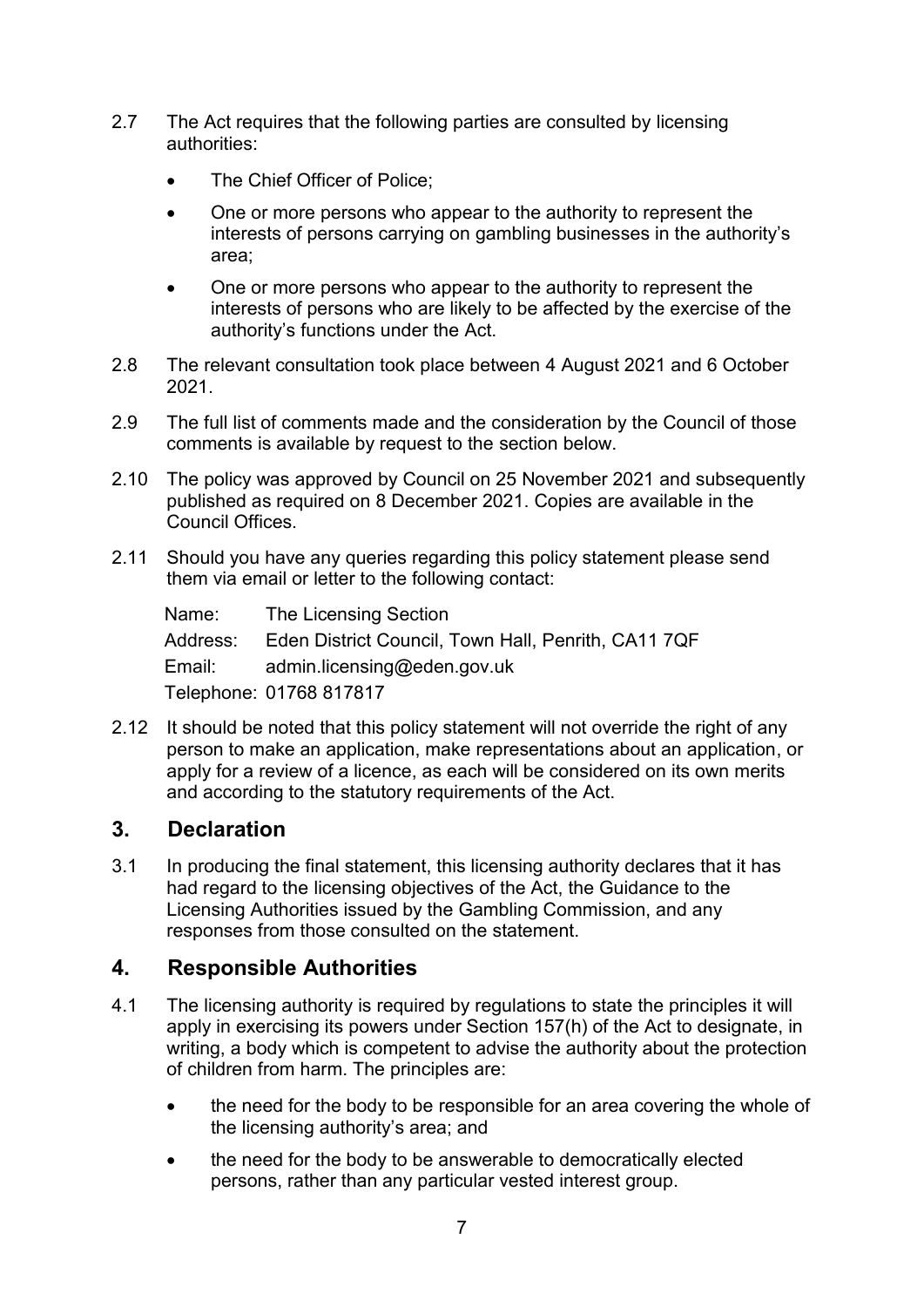2.7 The Act requires that the following parties are consulted by licensing authorities:

- The Chief Officer of Police;
- One or more persons who appear to the authority to represent the interests of persons carrying on gambling businesses in the authority's area;
- One or more persons who appear to the authority to represent the interests of persons who are likely to be affected by the exercise of the authority's functions under the Act.

2.8 The relevant consultation took place between 4 August 2021 and 6 October 2021.

2.9 The full list of comments made and the consideration by the Council of those comments is available by request to the section below.

2.10 The policy was approved by Council on 25 November 2021 and subsequently published as required on 8 December 2021. Copies are available in the Council Offices.

2.11 Should you have any queries regarding this policy statement please send them via email or letter to the following contact:

Name: The Licensing Section
Address: Eden District Council, Town Hall, Penrith, CA11 7QF
Email: admin.licensing@eden.gov.uk
Telephone: 01768 817817

2.12 It should be noted that this policy statement will not override the right of any person to make an application, make representations about an application, or apply for a review of a licence, as each will be considered on its own merits and according to the statutory requirements of the Act.

## 3. Declaration

3.1 In producing the final statement, this licensing authority declares that it has had regard to the licensing objectives of the Act, the Guidance to the Licensing Authorities issued by the Gambling Commission, and any responses from those consulted on the statement.

## 4. Responsible Authorities

4.1 The licensing authority is required by regulations to state the principles it will apply in exercising its powers under Section 157(h) of the Act to designate, in writing, a body which is competent to advise the authority about the protection of children from harm. The principles are:

- the need for the body to be responsible for an area covering the whole of the licensing authority's area; and
- the need for the body to be answerable to democratically elected persons, rather than any particular vested interest group.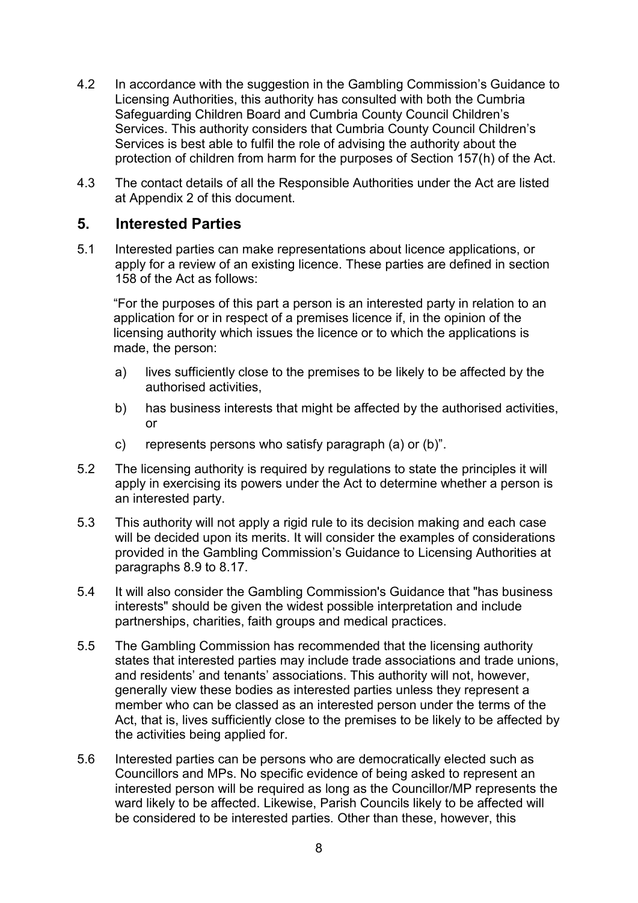4.2 In accordance with the suggestion in the Gambling Commission's Guidance to Licensing Authorities, this authority has consulted with both the Cumbria Safeguarding Children Board and Cumbria County Council Children's Services. This authority considers that Cumbria County Council Children's Services is best able to fulfil the role of advising the authority about the protection of children from harm for the purposes of Section 157(h) of the Act.

4.3 The contact details of all the Responsible Authorities under the Act are listed at Appendix 2 of this document.

## 5. Interested Parties

5.1 Interested parties can make representations about licence applications, or apply for a review of an existing licence. These parties are defined in section 158 of the Act as follows:

> "For the purposes of this part a person is an interested party in relation to an application for or in respect of a premises licence if, in the opinion of the licensing authority which issues the licence or to which the applications is made, the person:
>
> a) lives sufficiently close to the premises to be likely to be affected by the authorised activities,
>
> b) has business interests that might be affected by the authorised activities, or
>
> c) represents persons who satisfy paragraph (a) or (b)".

5.2 The licensing authority is required by regulations to state the principles it will apply in exercising its powers under the Act to determine whether a person is an interested party.

5.3 This authority will not apply a rigid rule to its decision making and each case will be decided upon its merits. It will consider the examples of considerations provided in the Gambling Commission's Guidance to Licensing Authorities at paragraphs 8.9 to 8.17.

5.4 It will also consider the Gambling Commission's Guidance that "has business interests" should be given the widest possible interpretation and include partnerships, charities, faith groups and medical practices.

5.5 The Gambling Commission has recommended that the licensing authority states that interested parties may include trade associations and trade unions, and residents' and tenants' associations. This authority will not, however, generally view these bodies as interested parties unless they represent a member who can be classed as an interested person under the terms of the Act, that is, lives sufficiently close to the premises to be likely to be affected by the activities being applied for.

5.6 Interested parties can be persons who are democratically elected such as Councillors and MPs. No specific evidence of being asked to represent an interested person will be required as long as the Councillor/MP represents the ward likely to be affected. Likewise, Parish Councils likely to be affected will be considered to be interested parties. Other than these, however, this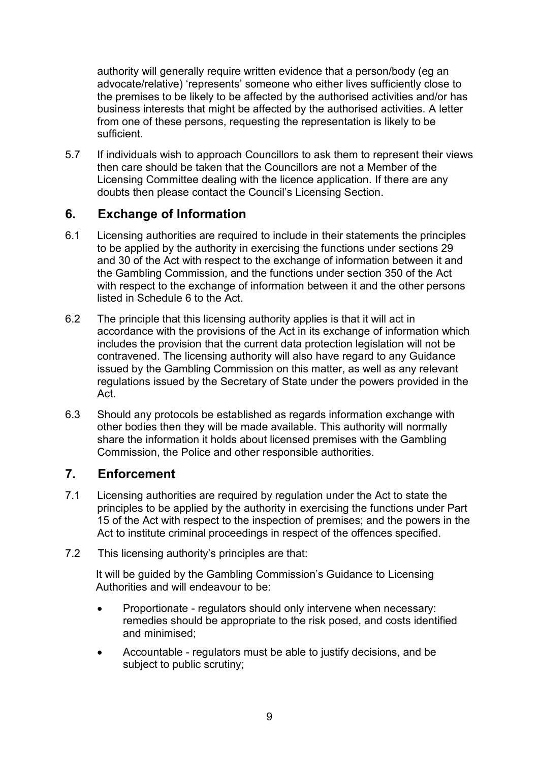authority will generally require written evidence that a person/body (eg an advocate/relative) 'represents' someone who either lives sufficiently close to the premises to be likely to be affected by the authorised activities and/or has business interests that might be affected by the authorised activities. A letter from one of these persons, requesting the representation is likely to be sufficient.

5.7 If individuals wish to approach Councillors to ask them to represent their views then care should be taken that the Councillors are not a Member of the Licensing Committee dealing with the licence application. If there are any doubts then please contact the Council's Licensing Section.

## 6. Exchange of Information

6.1 Licensing authorities are required to include in their statements the principles to be applied by the authority in exercising the functions under sections 29 and 30 of the Act with respect to the exchange of information between it and the Gambling Commission, and the functions under section 350 of the Act with respect to the exchange of information between it and the other persons listed in Schedule 6 to the Act.

6.2 The principle that this licensing authority applies is that it will act in accordance with the provisions of the Act in its exchange of information which includes the provision that the current data protection legislation will not be contravened. The licensing authority will also have regard to any Guidance issued by the Gambling Commission on this matter, as well as any relevant regulations issued by the Secretary of State under the powers provided in the Act.

6.3 Should any protocols be established as regards information exchange with other bodies then they will be made available. This authority will normally share the information it holds about licensed premises with the Gambling Commission, the Police and other responsible authorities.

## 7. Enforcement

7.1 Licensing authorities are required by regulation under the Act to state the principles to be applied by the authority in exercising the functions under Part 15 of the Act with respect to the inspection of premises; and the powers in the Act to institute criminal proceedings in respect of the offences specified.

7.2 This licensing authority's principles are that:

It will be guided by the Gambling Commission's Guidance to Licensing Authorities and will endeavour to be:

- Proportionate - regulators should only intervene when necessary: remedies should be appropriate to the risk posed, and costs identified and minimised;
- Accountable - regulators must be able to justify decisions, and be subject to public scrutiny;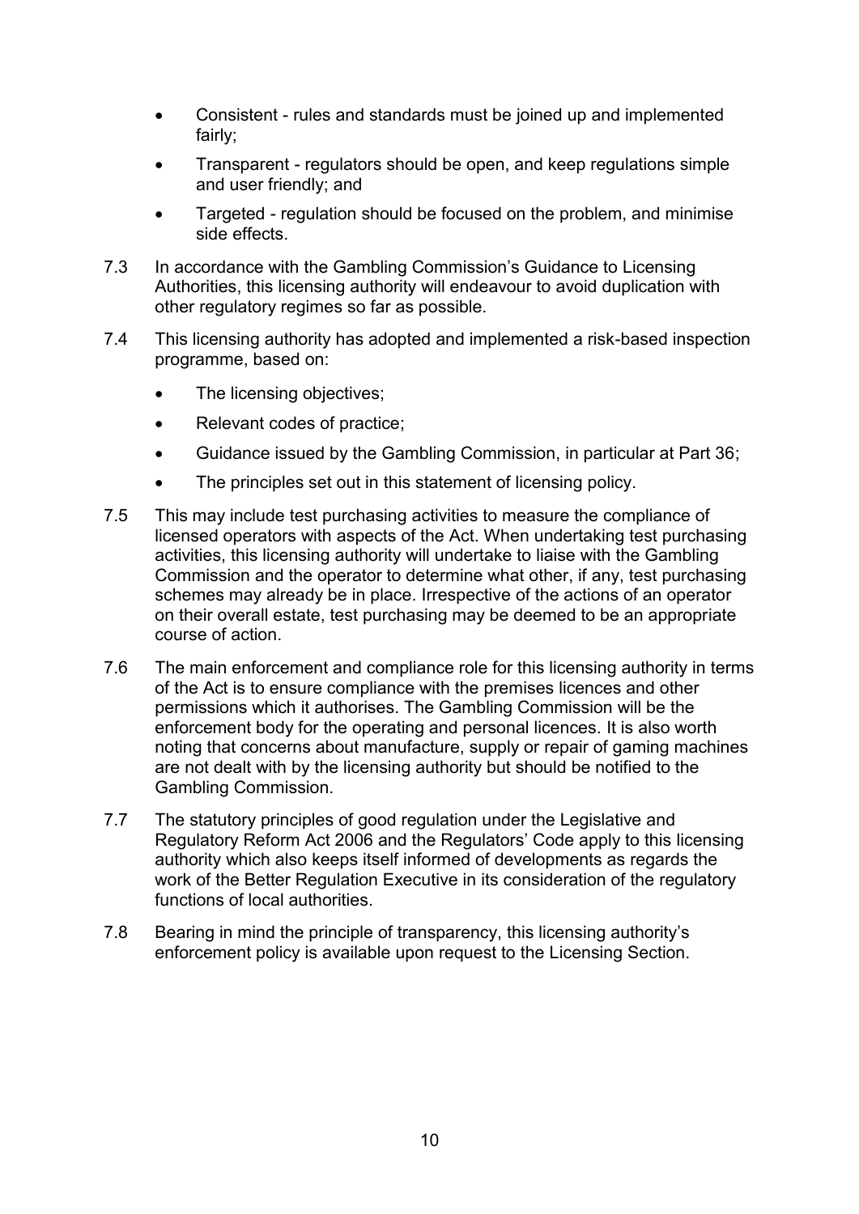- Consistent - rules and standards must be joined up and implemented fairly;
- Transparent - regulators should be open, and keep regulations simple and user friendly; and
- Targeted - regulation should be focused on the problem, and minimise side effects.

7.3 In accordance with the Gambling Commission's Guidance to Licensing Authorities, this licensing authority will endeavour to avoid duplication with other regulatory regimes so far as possible.

7.4 This licensing authority has adopted and implemented a risk-based inspection programme, based on:

- The licensing objectives;
- Relevant codes of practice;
- Guidance issued by the Gambling Commission, in particular at Part 36;
- The principles set out in this statement of licensing policy.

7.5 This may include test purchasing activities to measure the compliance of licensed operators with aspects of the Act. When undertaking test purchasing activities, this licensing authority will undertake to liaise with the Gambling Commission and the operator to determine what other, if any, test purchasing schemes may already be in place. Irrespective of the actions of an operator on their overall estate, test purchasing may be deemed to be an appropriate course of action.

7.6 The main enforcement and compliance role for this licensing authority in terms of the Act is to ensure compliance with the premises licences and other permissions which it authorises. The Gambling Commission will be the enforcement body for the operating and personal licences. It is also worth noting that concerns about manufacture, supply or repair of gaming machines are not dealt with by the licensing authority but should be notified to the Gambling Commission.

7.7 The statutory principles of good regulation under the Legislative and Regulatory Reform Act 2006 and the Regulators' Code apply to this licensing authority which also keeps itself informed of developments as regards the work of the Better Regulation Executive in its consideration of the regulatory functions of local authorities.

7.8 Bearing in mind the principle of transparency, this licensing authority's enforcement policy is available upon request to the Licensing Section.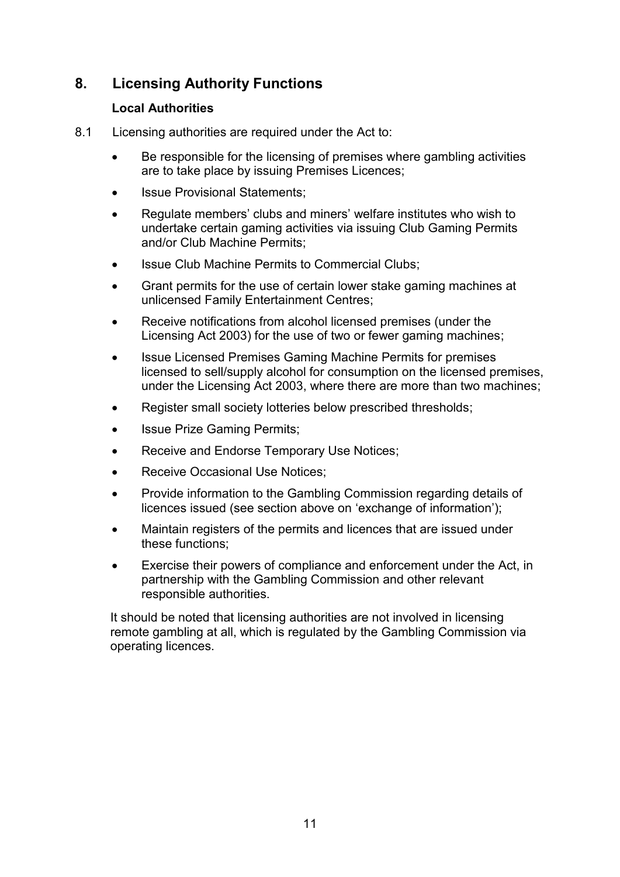## 8. Licensing Authority Functions

### Local Authorities

8.1 Licensing authorities are required under the Act to:

- Be responsible for the licensing of premises where gambling activities are to take place by issuing Premises Licences;
- Issue Provisional Statements;
- Regulate members' clubs and miners' welfare institutes who wish to undertake certain gaming activities via issuing Club Gaming Permits and/or Club Machine Permits;
- Issue Club Machine Permits to Commercial Clubs;
- Grant permits for the use of certain lower stake gaming machines at unlicensed Family Entertainment Centres;
- Receive notifications from alcohol licensed premises (under the Licensing Act 2003) for the use of two or fewer gaming machines;
- Issue Licensed Premises Gaming Machine Permits for premises licensed to sell/supply alcohol for consumption on the licensed premises, under the Licensing Act 2003, where there are more than two machines;
- Register small society lotteries below prescribed thresholds;
- Issue Prize Gaming Permits;
- Receive and Endorse Temporary Use Notices;
- Receive Occasional Use Notices;
- Provide information to the Gambling Commission regarding details of licences issued (see section above on 'exchange of information');
- Maintain registers of the permits and licences that are issued under these functions;
- Exercise their powers of compliance and enforcement under the Act, in partnership with the Gambling Commission and other relevant responsible authorities.

It should be noted that licensing authorities are not involved in licensing remote gambling at all, which is regulated by the Gambling Commission via operating licences.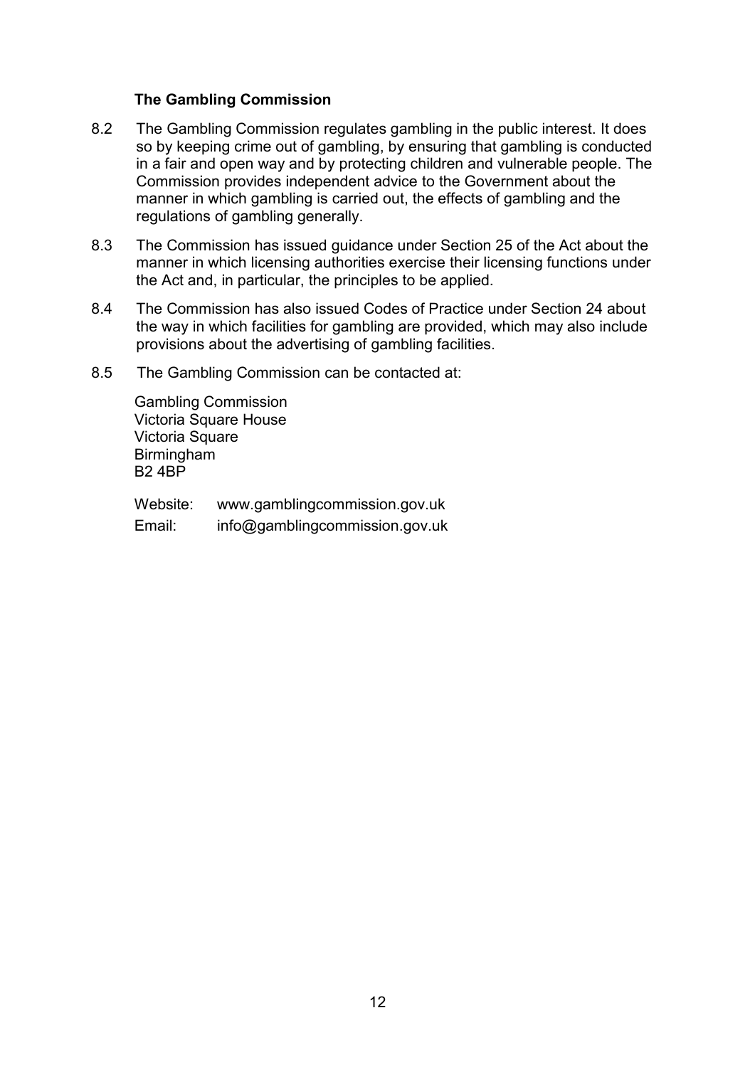### The Gambling Commission

8.2 The Gambling Commission regulates gambling in the public interest. It does so by keeping crime out of gambling, by ensuring that gambling is conducted in a fair and open way and by protecting children and vulnerable people. The Commission provides independent advice to the Government about the manner in which gambling is carried out, the effects of gambling and the regulations of gambling generally.

8.3 The Commission has issued guidance under Section 25 of the Act about the manner in which licensing authorities exercise their licensing functions under the Act and, in particular, the principles to be applied.

8.4 The Commission has also issued Codes of Practice under Section 24 about the way in which facilities for gambling are provided, which may also include provisions about the advertising of gambling facilities.

8.5 The Gambling Commission can be contacted at:

Gambling Commission
Victoria Square House
Victoria Square
Birmingham
B2 4BP

Website: www.gamblingcommission.gov.uk
Email: info@gamblingcommission.gov.uk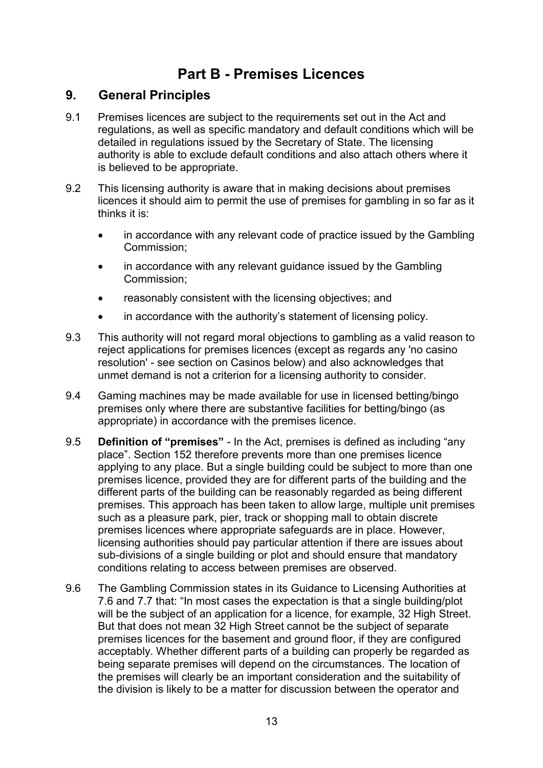# Part B - Premises Licences

## 9. General Principles

9.1 Premises licences are subject to the requirements set out in the Act and regulations, as well as specific mandatory and default conditions which will be detailed in regulations issued by the Secretary of State. The licensing authority is able to exclude default conditions and also attach others where it is believed to be appropriate.

9.2 This licensing authority is aware that in making decisions about premises licences it should aim to permit the use of premises for gambling in so far as it thinks it is:

- in accordance with any relevant code of practice issued by the Gambling Commission;
- in accordance with any relevant guidance issued by the Gambling Commission;
- reasonably consistent with the licensing objectives; and
- in accordance with the authority's statement of licensing policy.

9.3 This authority will not regard moral objections to gambling as a valid reason to reject applications for premises licences (except as regards any 'no casino resolution' - see section on Casinos below) and also acknowledges that unmet demand is not a criterion for a licensing authority to consider.

9.4 Gaming machines may be made available for use in licensed betting/bingo premises only where there are substantive facilities for betting/bingo (as appropriate) in accordance with the premises licence.

9.5 **Definition of "premises"** - In the Act, premises is defined as including "any place". Section 152 therefore prevents more than one premises licence applying to any place. But a single building could be subject to more than one premises licence, provided they are for different parts of the building and the different parts of the building can be reasonably regarded as being different premises. This approach has been taken to allow large, multiple unit premises such as a pleasure park, pier, track or shopping mall to obtain discrete premises licences where appropriate safeguards are in place. However, licensing authorities should pay particular attention if there are issues about sub-divisions of a single building or plot and should ensure that mandatory conditions relating to access between premises are observed.

9.6 The Gambling Commission states in its Guidance to Licensing Authorities at 7.6 and 7.7 that: "In most cases the expectation is that a single building/plot will be the subject of an application for a licence, for example, 32 High Street. But that does not mean 32 High Street cannot be the subject of separate premises licences for the basement and ground floor, if they are configured acceptably. Whether different parts of a building can properly be regarded as being separate premises will depend on the circumstances. The location of the premises will clearly be an important consideration and the suitability of the division is likely to be a matter for discussion between the operator and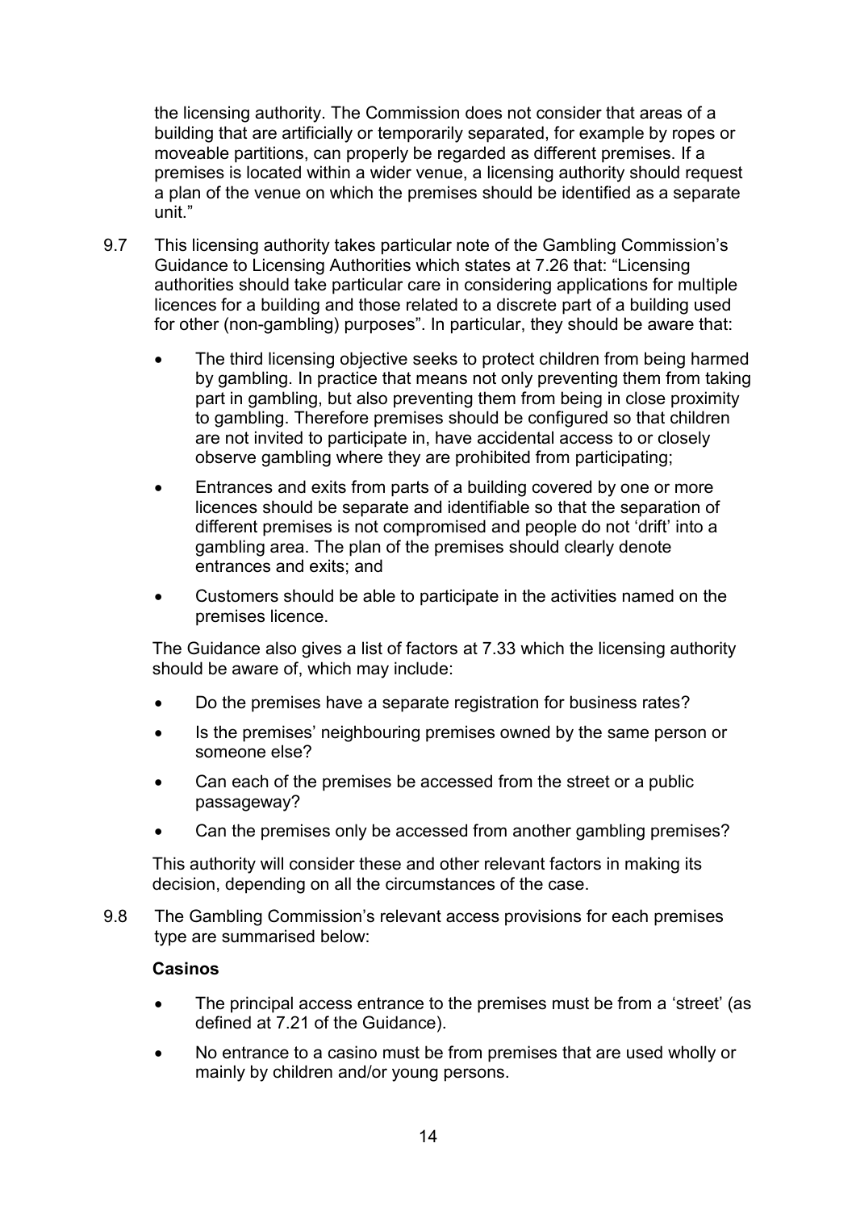the licensing authority. The Commission does not consider that areas of a building that are artificially or temporarily separated, for example by ropes or moveable partitions, can properly be regarded as different premises. If a premises is located within a wider venue, a licensing authority should request a plan of the venue on which the premises should be identified as a separate unit."

9.7 This licensing authority takes particular note of the Gambling Commission's Guidance to Licensing Authorities which states at 7.26 that: "Licensing authorities should take particular care in considering applications for multiple licences for a building and those related to a discrete part of a building used for other (non-gambling) purposes". In particular, they should be aware that:

- The third licensing objective seeks to protect children from being harmed by gambling. In practice that means not only preventing them from taking part in gambling, but also preventing them from being in close proximity to gambling. Therefore premises should be configured so that children are not invited to participate in, have accidental access to or closely observe gambling where they are prohibited from participating;
- Entrances and exits from parts of a building covered by one or more licences should be separate and identifiable so that the separation of different premises is not compromised and people do not 'drift' into a gambling area. The plan of the premises should clearly denote entrances and exits; and
- Customers should be able to participate in the activities named on the premises licence.

The Guidance also gives a list of factors at 7.33 which the licensing authority should be aware of, which may include:

- Do the premises have a separate registration for business rates?
- Is the premises' neighbouring premises owned by the same person or someone else?
- Can each of the premises be accessed from the street or a public passageway?
- Can the premises only be accessed from another gambling premises?

This authority will consider these and other relevant factors in making its decision, depending on all the circumstances of the case.

9.8 The Gambling Commission's relevant access provisions for each premises type are summarised below:

**Casinos**

- The principal access entrance to the premises must be from a 'street' (as defined at 7.21 of the Guidance).
- No entrance to a casino must be from premises that are used wholly or mainly by children and/or young persons.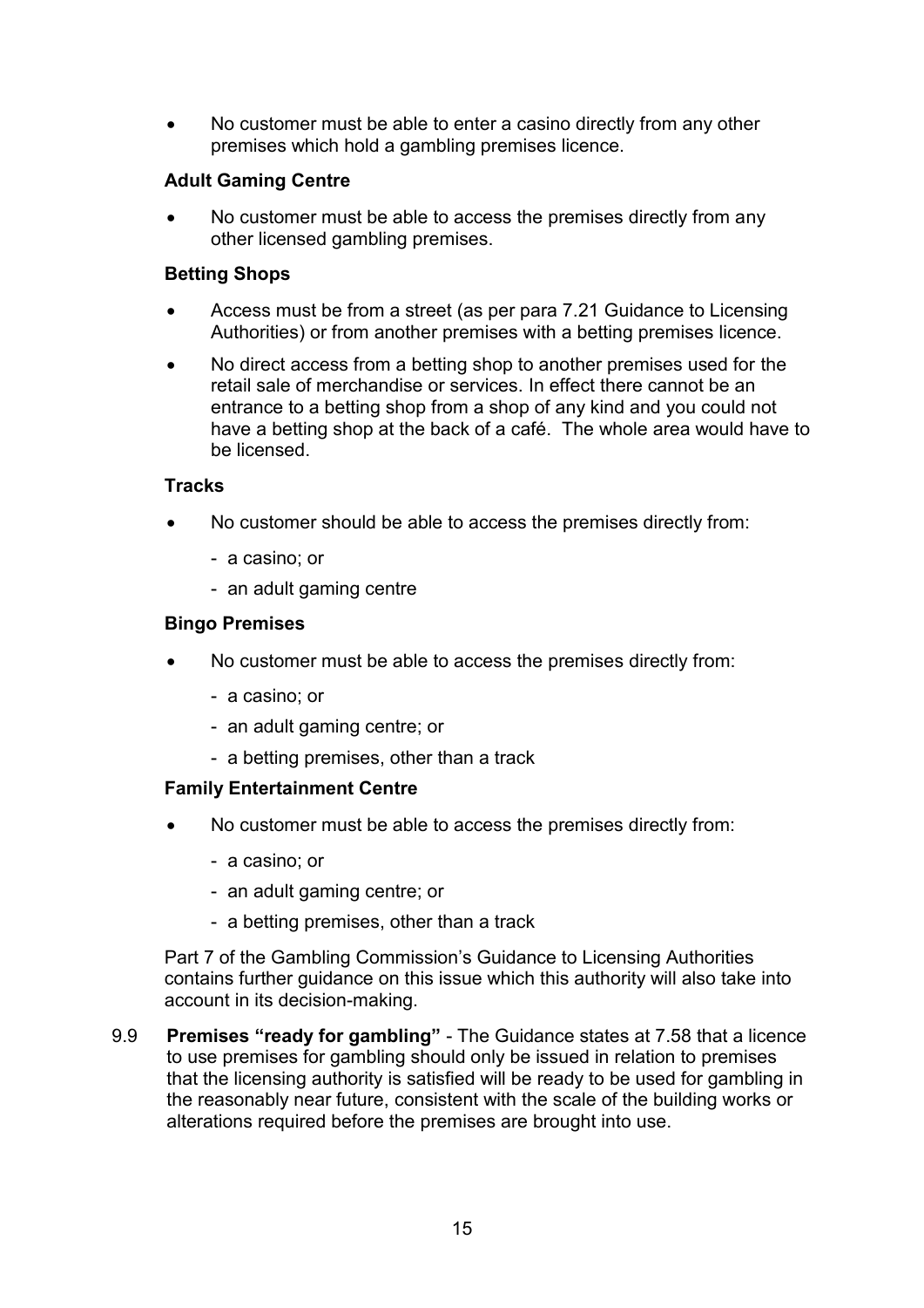- No customer must be able to enter a casino directly from any other premises which hold a gambling premises licence.

**Adult Gaming Centre**

- No customer must be able to access the premises directly from any other licensed gambling premises.

**Betting Shops**

- Access must be from a street (as per para 7.21 Guidance to Licensing Authorities) or from another premises with a betting premises licence.
- No direct access from a betting shop to another premises used for the retail sale of merchandise or services. In effect there cannot be an entrance to a betting shop from a shop of any kind and you could not have a betting shop at the back of a café. The whole area would have to be licensed.

**Tracks**

- No customer should be able to access the premises directly from:
  - a casino; or
  - an adult gaming centre

**Bingo Premises**

- No customer must be able to access the premises directly from:
  - a casino; or
  - an adult gaming centre; or
  - a betting premises, other than a track

**Family Entertainment Centre**

- No customer must be able to access the premises directly from:
  - a casino; or
  - an adult gaming centre; or
  - a betting premises, other than a track

Part 7 of the Gambling Commission's Guidance to Licensing Authorities contains further guidance on this issue which this authority will also take into account in its decision-making.

9.9 **Premises "ready for gambling"** - The Guidance states at 7.58 that a licence to use premises for gambling should only be issued in relation to premises that the licensing authority is satisfied will be ready to be used for gambling in the reasonably near future, consistent with the scale of the building works or alterations required before the premises are brought into use.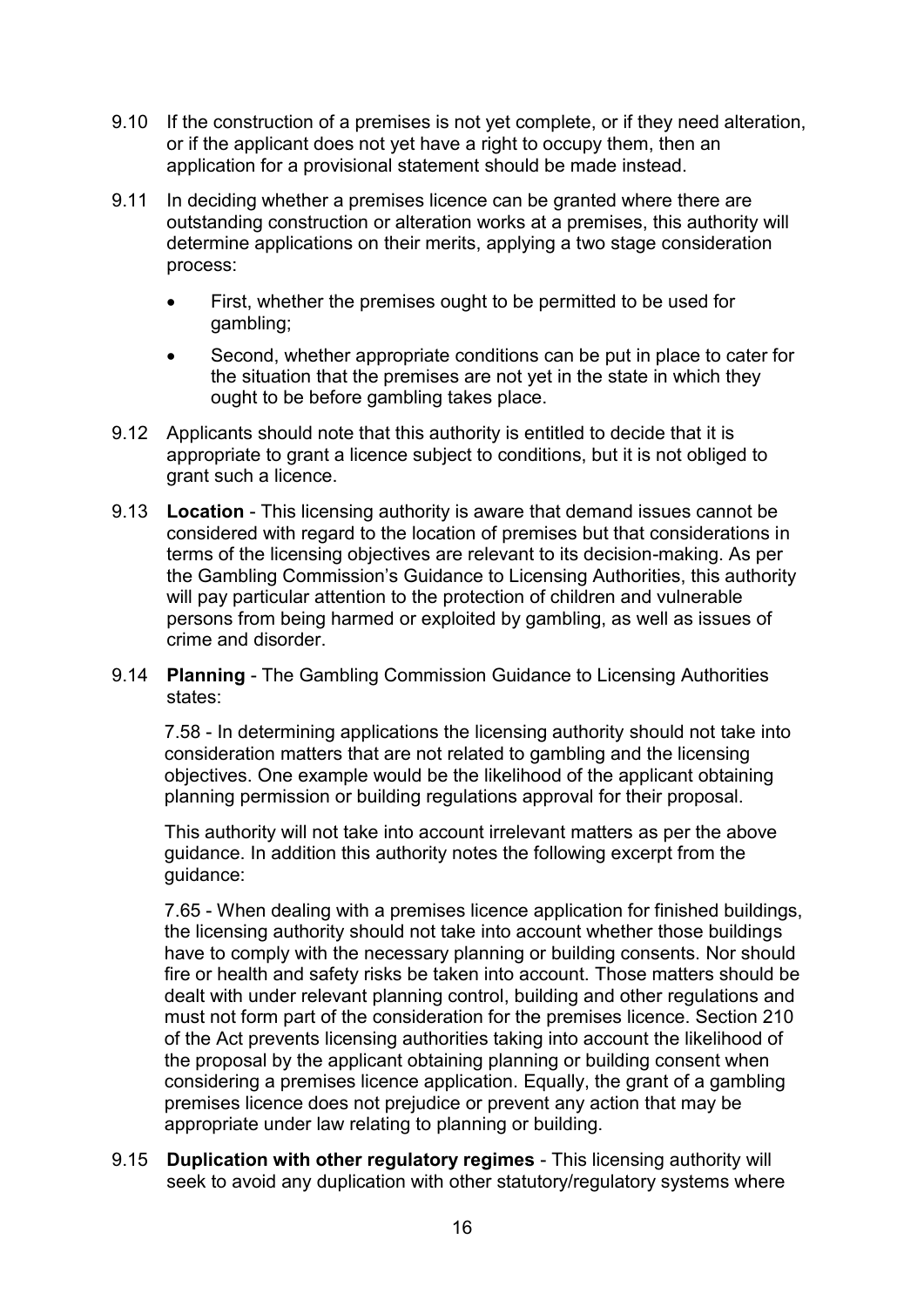9.10 If the construction of a premises is not yet complete, or if they need alteration, or if the applicant does not yet have a right to occupy them, then an application for a provisional statement should be made instead.

9.11 In deciding whether a premises licence can be granted where there are outstanding construction or alteration works at a premises, this authority will determine applications on their merits, applying a two stage consideration process:

- First, whether the premises ought to be permitted to be used for gambling;
- Second, whether appropriate conditions can be put in place to cater for the situation that the premises are not yet in the state in which they ought to be before gambling takes place.

9.12 Applicants should note that this authority is entitled to decide that it is appropriate to grant a licence subject to conditions, but it is not obliged to grant such a licence.

9.13 **Location** - This licensing authority is aware that demand issues cannot be considered with regard to the location of premises but that considerations in terms of the licensing objectives are relevant to its decision-making. As per the Gambling Commission's Guidance to Licensing Authorities, this authority will pay particular attention to the protection of children and vulnerable persons from being harmed or exploited by gambling, as well as issues of crime and disorder.

9.14 **Planning** - The Gambling Commission Guidance to Licensing Authorities states:

7.58 - In determining applications the licensing authority should not take into consideration matters that are not related to gambling and the licensing objectives. One example would be the likelihood of the applicant obtaining planning permission or building regulations approval for their proposal.

This authority will not take into account irrelevant matters as per the above guidance. In addition this authority notes the following excerpt from the guidance:

7.65 - When dealing with a premises licence application for finished buildings, the licensing authority should not take into account whether those buildings have to comply with the necessary planning or building consents. Nor should fire or health and safety risks be taken into account. Those matters should be dealt with under relevant planning control, building and other regulations and must not form part of the consideration for the premises licence. Section 210 of the Act prevents licensing authorities taking into account the likelihood of the proposal by the applicant obtaining planning or building consent when considering a premises licence application. Equally, the grant of a gambling premises licence does not prejudice or prevent any action that may be appropriate under law relating to planning or building.

9.15 **Duplication with other regulatory regimes** - This licensing authority will seek to avoid any duplication with other statutory/regulatory systems where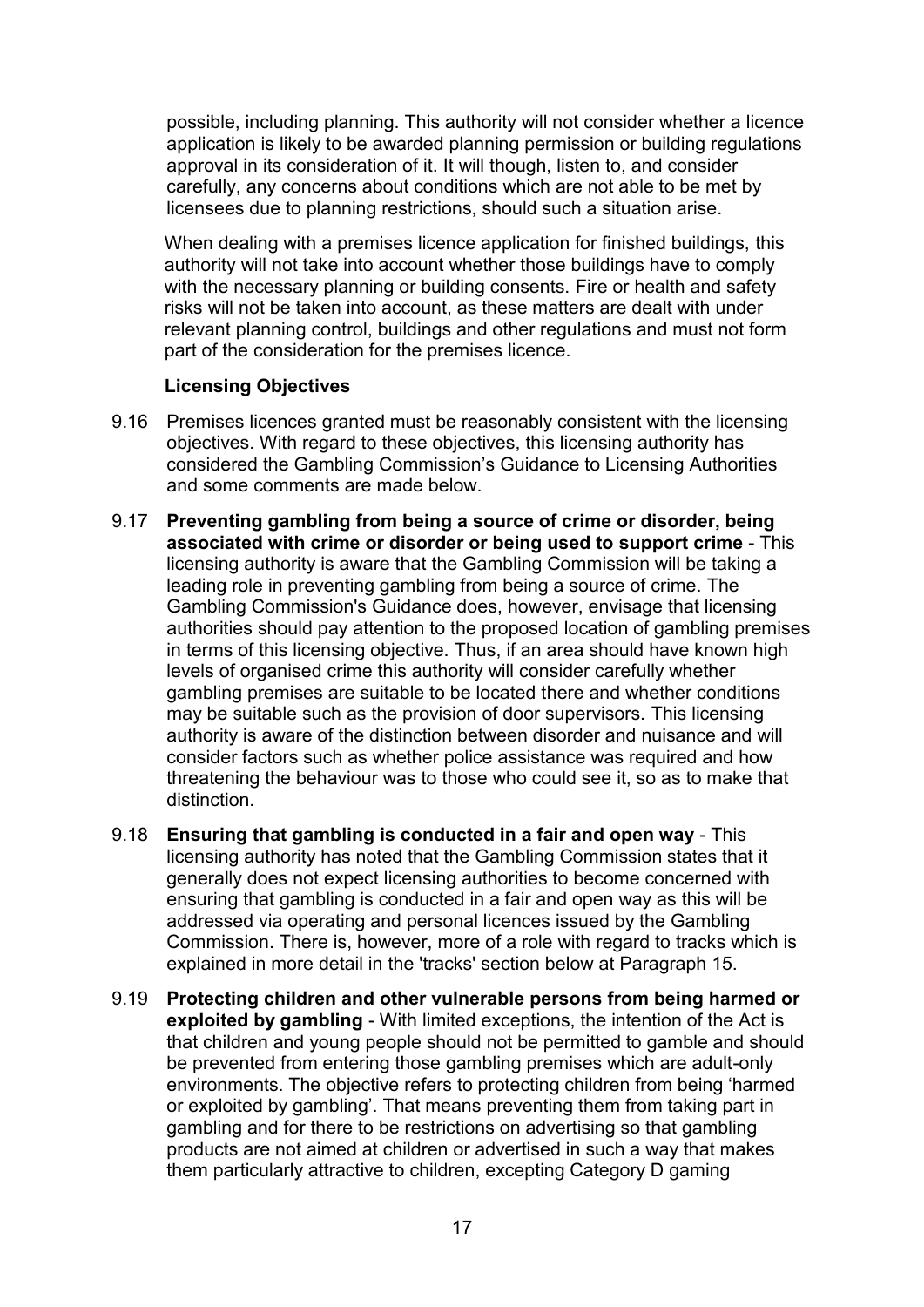possible, including planning. This authority will not consider whether a licence application is likely to be awarded planning permission or building regulations approval in its consideration of it. It will though, listen to, and consider carefully, any concerns about conditions which are not able to be met by licensees due to planning restrictions, should such a situation arise.

When dealing with a premises licence application for finished buildings, this authority will not take into account whether those buildings have to comply with the necessary planning or building consents. Fire or health and safety risks will not be taken into account, as these matters are dealt with under relevant planning control, buildings and other regulations and must not form part of the consideration for the premises licence.

**Licensing Objectives**

9.16 Premises licences granted must be reasonably consistent with the licensing objectives. With regard to these objectives, this licensing authority has considered the Gambling Commission's Guidance to Licensing Authorities and some comments are made below.

9.17 **Preventing gambling from being a source of crime or disorder, being associated with crime or disorder or being used to support crime** - This licensing authority is aware that the Gambling Commission will be taking a leading role in preventing gambling from being a source of crime. The Gambling Commission's Guidance does, however, envisage that licensing authorities should pay attention to the proposed location of gambling premises in terms of this licensing objective. Thus, if an area should have known high levels of organised crime this authority will consider carefully whether gambling premises are suitable to be located there and whether conditions may be suitable such as the provision of door supervisors. This licensing authority is aware of the distinction between disorder and nuisance and will consider factors such as whether police assistance was required and how threatening the behaviour was to those who could see it, so as to make that distinction.

9.18 **Ensuring that gambling is conducted in a fair and open way** - This licensing authority has noted that the Gambling Commission states that it generally does not expect licensing authorities to become concerned with ensuring that gambling is conducted in a fair and open way as this will be addressed via operating and personal licences issued by the Gambling Commission. There is, however, more of a role with regard to tracks which is explained in more detail in the 'tracks' section below at Paragraph 15.

9.19 **Protecting children and other vulnerable persons from being harmed or exploited by gambling** - With limited exceptions, the intention of the Act is that children and young people should not be permitted to gamble and should be prevented from entering those gambling premises which are adult-only environments. The objective refers to protecting children from being 'harmed or exploited by gambling'. That means preventing them from taking part in gambling and for there to be restrictions on advertising so that gambling products are not aimed at children or advertised in such a way that makes them particularly attractive to children, excepting Category D gaming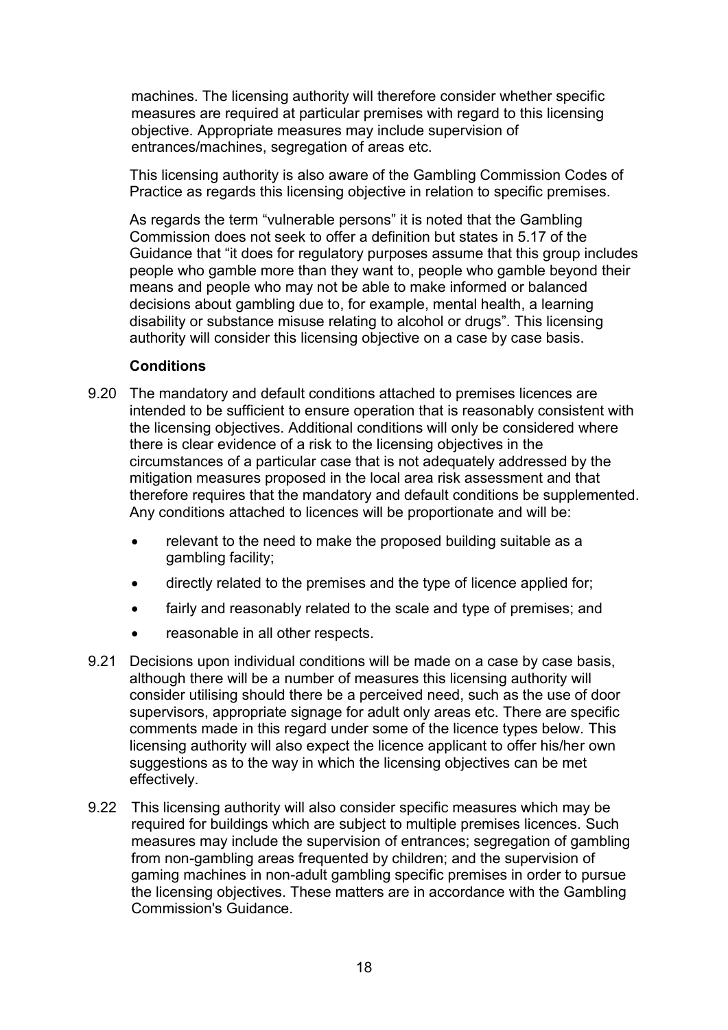machines. The licensing authority will therefore consider whether specific measures are required at particular premises with regard to this licensing objective. Appropriate measures may include supervision of entrances/machines, segregation of areas etc.

This licensing authority is also aware of the Gambling Commission Codes of Practice as regards this licensing objective in relation to specific premises.

As regards the term "vulnerable persons" it is noted that the Gambling Commission does not seek to offer a definition but states in 5.17 of the Guidance that "it does for regulatory purposes assume that this group includes people who gamble more than they want to, people who gamble beyond their means and people who may not be able to make informed or balanced decisions about gambling due to, for example, mental health, a learning disability or substance misuse relating to alcohol or drugs". This licensing authority will consider this licensing objective on a case by case basis.

**Conditions**

9.20 The mandatory and default conditions attached to premises licences are intended to be sufficient to ensure operation that is reasonably consistent with the licensing objectives. Additional conditions will only be considered where there is clear evidence of a risk to the licensing objectives in the circumstances of a particular case that is not adequately addressed by the mitigation measures proposed in the local area risk assessment and that therefore requires that the mandatory and default conditions be supplemented. Any conditions attached to licences will be proportionate and will be:

- relevant to the need to make the proposed building suitable as a gambling facility;
- directly related to the premises and the type of licence applied for;
- fairly and reasonably related to the scale and type of premises; and
- reasonable in all other respects.

9.21 Decisions upon individual conditions will be made on a case by case basis, although there will be a number of measures this licensing authority will consider utilising should there be a perceived need, such as the use of door supervisors, appropriate signage for adult only areas etc. There are specific comments made in this regard under some of the licence types below. This licensing authority will also expect the licence applicant to offer his/her own suggestions as to the way in which the licensing objectives can be met effectively.

9.22 This licensing authority will also consider specific measures which may be required for buildings which are subject to multiple premises licences. Such measures may include the supervision of entrances; segregation of gambling from non-gambling areas frequented by children; and the supervision of gaming machines in non-adult gambling specific premises in order to pursue the licensing objectives. These matters are in accordance with the Gambling Commission's Guidance.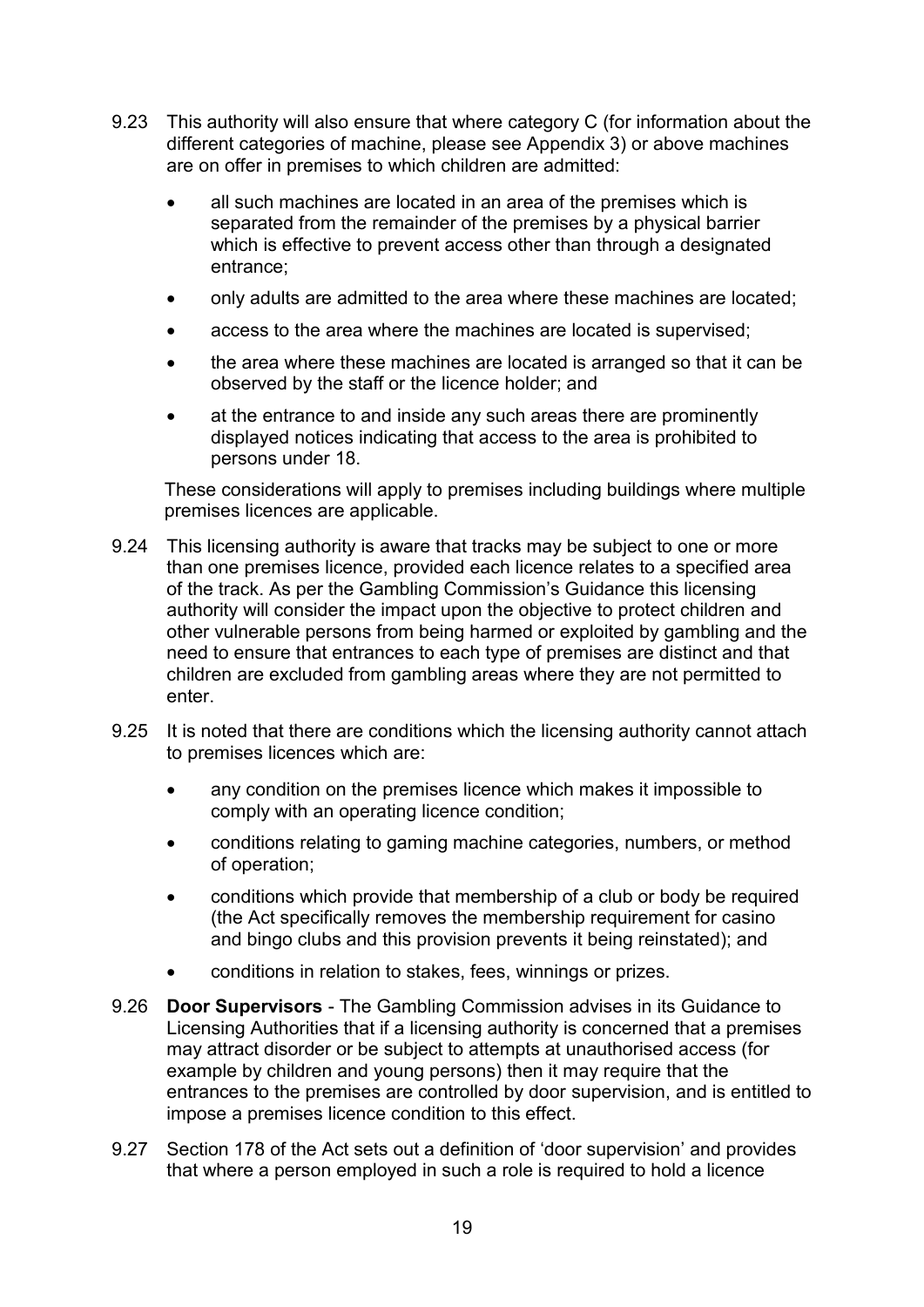9.23 This authority will also ensure that where category C (for information about the different categories of machine, please see Appendix 3) or above machines are on offer in premises to which children are admitted:

- all such machines are located in an area of the premises which is separated from the remainder of the premises by a physical barrier which is effective to prevent access other than through a designated entrance;
- only adults are admitted to the area where these machines are located;
- access to the area where the machines are located is supervised;
- the area where these machines are located is arranged so that it can be observed by the staff or the licence holder; and
- at the entrance to and inside any such areas there are prominently displayed notices indicating that access to the area is prohibited to persons under 18.

These considerations will apply to premises including buildings where multiple premises licences are applicable.

9.24 This licensing authority is aware that tracks may be subject to one or more than one premises licence, provided each licence relates to a specified area of the track. As per the Gambling Commission's Guidance this licensing authority will consider the impact upon the objective to protect children and other vulnerable persons from being harmed or exploited by gambling and the need to ensure that entrances to each type of premises are distinct and that children are excluded from gambling areas where they are not permitted to enter.

9.25 It is noted that there are conditions which the licensing authority cannot attach to premises licences which are:

- any condition on the premises licence which makes it impossible to comply with an operating licence condition;
- conditions relating to gaming machine categories, numbers, or method of operation;
- conditions which provide that membership of a club or body be required (the Act specifically removes the membership requirement for casino and bingo clubs and this provision prevents it being reinstated); and
- conditions in relation to stakes, fees, winnings or prizes.

9.26 **Door Supervisors** - The Gambling Commission advises in its Guidance to Licensing Authorities that if a licensing authority is concerned that a premises may attract disorder or be subject to attempts at unauthorised access (for example by children and young persons) then it may require that the entrances to the premises are controlled by door supervision, and is entitled to impose a premises licence condition to this effect.

9.27 Section 178 of the Act sets out a definition of 'door supervision' and provides that where a person employed in such a role is required to hold a licence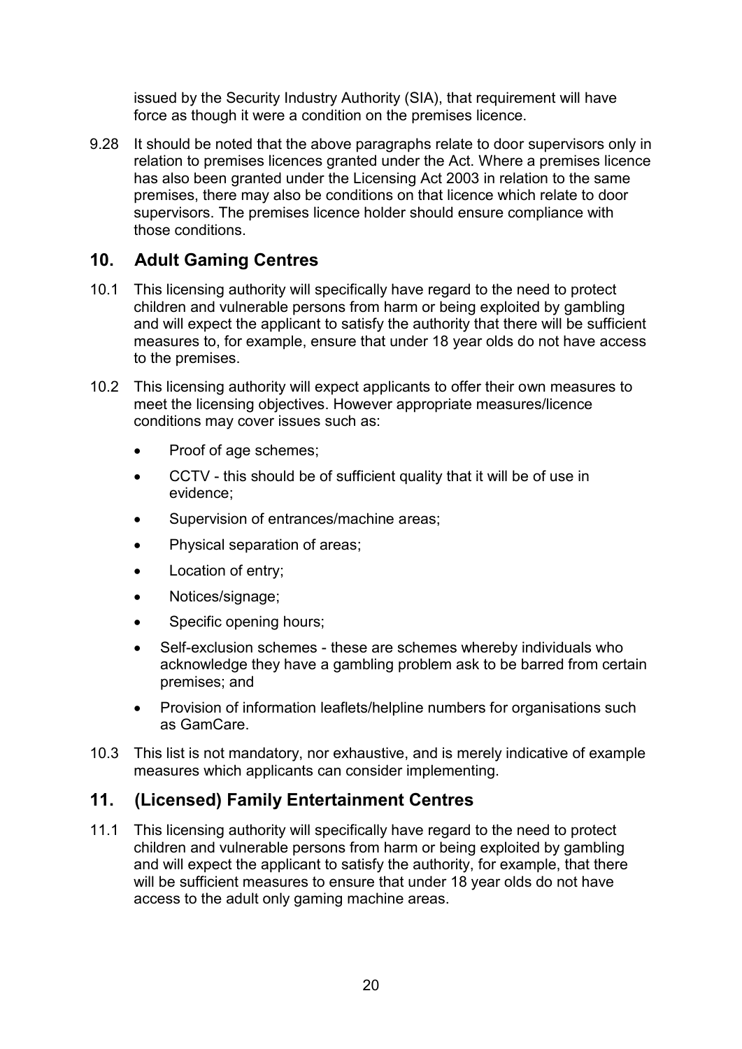issued by the Security Industry Authority (SIA), that requirement will have force as though it were a condition on the premises licence.

9.28 It should be noted that the above paragraphs relate to door supervisors only in relation to premises licences granted under the Act. Where a premises licence has also been granted under the Licensing Act 2003 in relation to the same premises, there may also be conditions on that licence which relate to door supervisors. The premises licence holder should ensure compliance with those conditions.

## 10. Adult Gaming Centres

10.1 This licensing authority will specifically have regard to the need to protect children and vulnerable persons from harm or being exploited by gambling and will expect the applicant to satisfy the authority that there will be sufficient measures to, for example, ensure that under 18 year olds do not have access to the premises.

10.2 This licensing authority will expect applicants to offer their own measures to meet the licensing objectives. However appropriate measures/licence conditions may cover issues such as:

- Proof of age schemes;
- CCTV - this should be of sufficient quality that it will be of use in evidence;
- Supervision of entrances/machine areas;
- Physical separation of areas;
- Location of entry;
- Notices/signage;
- Specific opening hours;
- Self-exclusion schemes - these are schemes whereby individuals who acknowledge they have a gambling problem ask to be barred from certain premises; and
- Provision of information leaflets/helpline numbers for organisations such as GamCare.

10.3 This list is not mandatory, nor exhaustive, and is merely indicative of example measures which applicants can consider implementing.

## 11. (Licensed) Family Entertainment Centres

11.1 This licensing authority will specifically have regard to the need to protect children and vulnerable persons from harm or being exploited by gambling and will expect the applicant to satisfy the authority, for example, that there will be sufficient measures to ensure that under 18 year olds do not have access to the adult only gaming machine areas.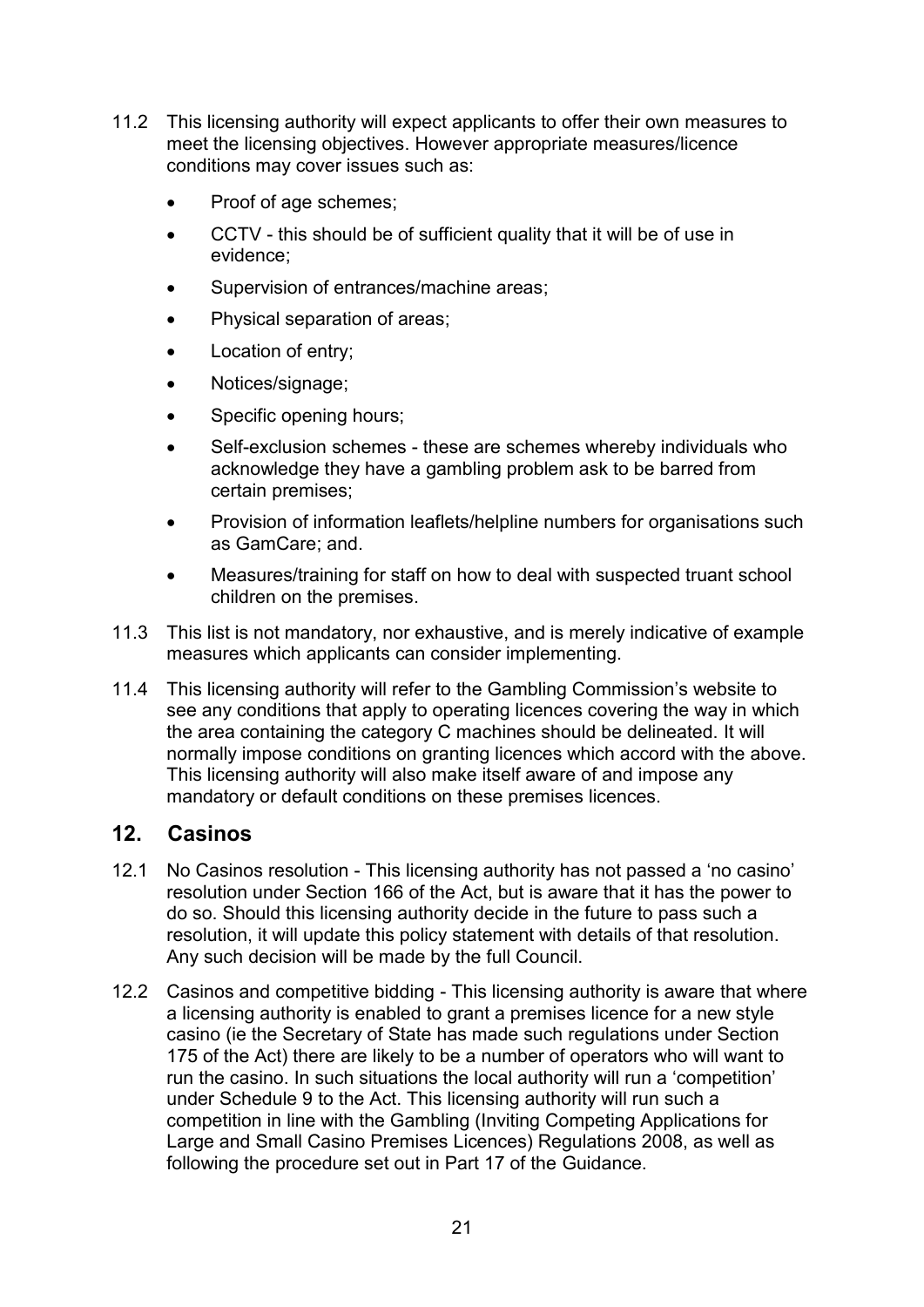11.2 This licensing authority will expect applicants to offer their own measures to meet the licensing objectives. However appropriate measures/licence conditions may cover issues such as:

- Proof of age schemes;
- CCTV - this should be of sufficient quality that it will be of use in evidence;
- Supervision of entrances/machine areas;
- Physical separation of areas;
- Location of entry;
- Notices/signage;
- Specific opening hours;
- Self-exclusion schemes - these are schemes whereby individuals who acknowledge they have a gambling problem ask to be barred from certain premises;
- Provision of information leaflets/helpline numbers for organisations such as GamCare; and.
- Measures/training for staff on how to deal with suspected truant school children on the premises.

11.3 This list is not mandatory, nor exhaustive, and is merely indicative of example measures which applicants can consider implementing.

11.4 This licensing authority will refer to the Gambling Commission's website to see any conditions that apply to operating licences covering the way in which the area containing the category C machines should be delineated. It will normally impose conditions on granting licences which accord with the above. This licensing authority will also make itself aware of and impose any mandatory or default conditions on these premises licences.

## 12. Casinos

12.1 No Casinos resolution - This licensing authority has not passed a 'no casino' resolution under Section 166 of the Act, but is aware that it has the power to do so. Should this licensing authority decide in the future to pass such a resolution, it will update this policy statement with details of that resolution. Any such decision will be made by the full Council.

12.2 Casinos and competitive bidding - This licensing authority is aware that where a licensing authority is enabled to grant a premises licence for a new style casino (ie the Secretary of State has made such regulations under Section 175 of the Act) there are likely to be a number of operators who will want to run the casino. In such situations the local authority will run a 'competition' under Schedule 9 to the Act. This licensing authority will run such a competition in line with the Gambling (Inviting Competing Applications for Large and Small Casino Premises Licences) Regulations 2008, as well as following the procedure set out in Part 17 of the Guidance.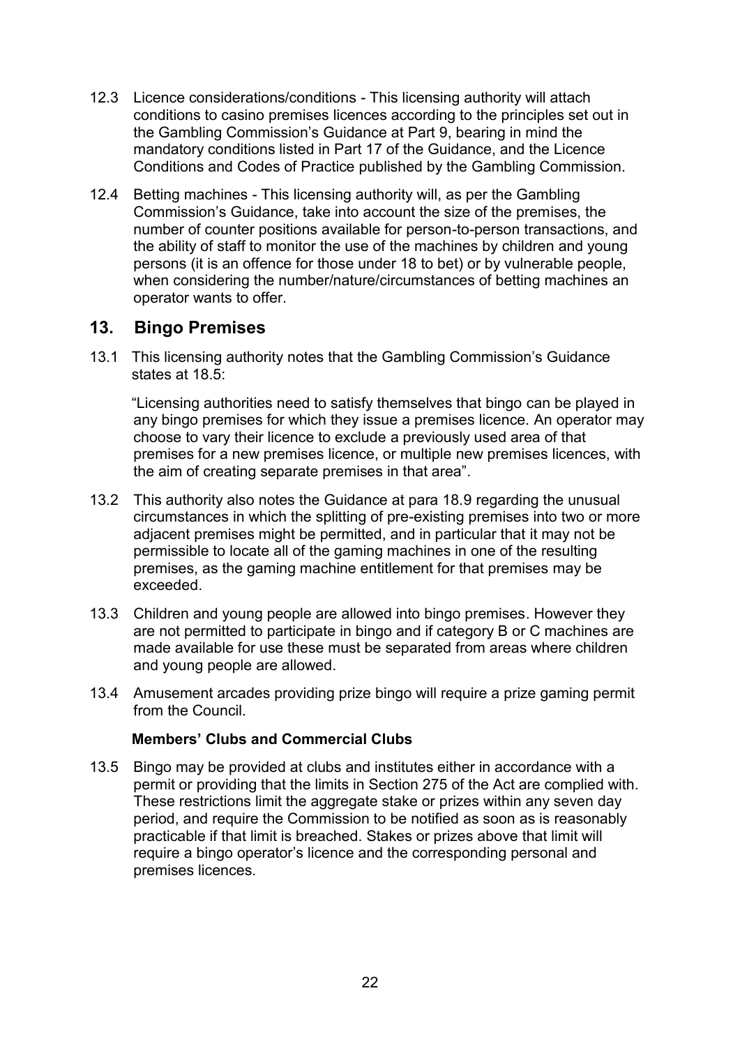12.3 Licence considerations/conditions - This licensing authority will attach conditions to casino premises licences according to the principles set out in the Gambling Commission's Guidance at Part 9, bearing in mind the mandatory conditions listed in Part 17 of the Guidance, and the Licence Conditions and Codes of Practice published by the Gambling Commission.

12.4 Betting machines - This licensing authority will, as per the Gambling Commission's Guidance, take into account the size of the premises, the number of counter positions available for person-to-person transactions, and the ability of staff to monitor the use of the machines by children and young persons (it is an offence for those under 18 to bet) or by vulnerable people, when considering the number/nature/circumstances of betting machines an operator wants to offer.

## 13. Bingo Premises

13.1 This licensing authority notes that the Gambling Commission's Guidance states at 18.5:

> "Licensing authorities need to satisfy themselves that bingo can be played in any bingo premises for which they issue a premises licence. An operator may choose to vary their licence to exclude a previously used area of that premises for a new premises licence, or multiple new premises licences, with the aim of creating separate premises in that area".

13.2 This authority also notes the Guidance at para 18.9 regarding the unusual circumstances in which the splitting of pre-existing premises into two or more adjacent premises might be permitted, and in particular that it may not be permissible to locate all of the gaming machines in one of the resulting premises, as the gaming machine entitlement for that premises may be exceeded.

13.3 Children and young people are allowed into bingo premises. However they are not permitted to participate in bingo and if category B or C machines are made available for use these must be separated from areas where children and young people are allowed.

13.4 Amusement arcades providing prize bingo will require a prize gaming permit from the Council.

### Members' Clubs and Commercial Clubs

13.5 Bingo may be provided at clubs and institutes either in accordance with a permit or providing that the limits in Section 275 of the Act are complied with. These restrictions limit the aggregate stake or prizes within any seven day period, and require the Commission to be notified as soon as is reasonably practicable if that limit is breached. Stakes or prizes above that limit will require a bingo operator's licence and the corresponding personal and premises licences.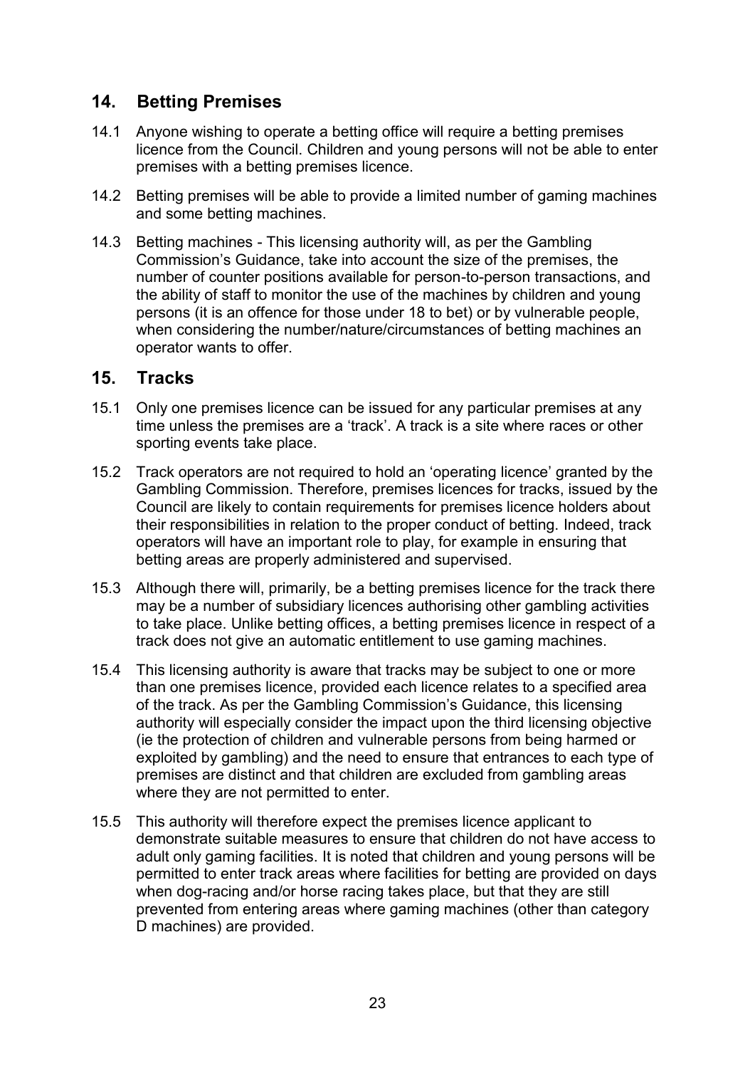## 14. Betting Premises

14.1 Anyone wishing to operate a betting office will require a betting premises licence from the Council. Children and young persons will not be able to enter premises with a betting premises licence.

14.2 Betting premises will be able to provide a limited number of gaming machines and some betting machines.

14.3 Betting machines - This licensing authority will, as per the Gambling Commission's Guidance, take into account the size of the premises, the number of counter positions available for person-to-person transactions, and the ability of staff to monitor the use of the machines by children and young persons (it is an offence for those under 18 to bet) or by vulnerable people, when considering the number/nature/circumstances of betting machines an operator wants to offer.

## 15. Tracks

15.1 Only one premises licence can be issued for any particular premises at any time unless the premises are a 'track'. A track is a site where races or other sporting events take place.

15.2 Track operators are not required to hold an 'operating licence' granted by the Gambling Commission. Therefore, premises licences for tracks, issued by the Council are likely to contain requirements for premises licence holders about their responsibilities in relation to the proper conduct of betting. Indeed, track operators will have an important role to play, for example in ensuring that betting areas are properly administered and supervised.

15.3 Although there will, primarily, be a betting premises licence for the track there may be a number of subsidiary licences authorising other gambling activities to take place. Unlike betting offices, a betting premises licence in respect of a track does not give an automatic entitlement to use gaming machines.

15.4 This licensing authority is aware that tracks may be subject to one or more than one premises licence, provided each licence relates to a specified area of the track. As per the Gambling Commission's Guidance, this licensing authority will especially consider the impact upon the third licensing objective (ie the protection of children and vulnerable persons from being harmed or exploited by gambling) and the need to ensure that entrances to each type of premises are distinct and that children are excluded from gambling areas where they are not permitted to enter.

15.5 This authority will therefore expect the premises licence applicant to demonstrate suitable measures to ensure that children do not have access to adult only gaming facilities. It is noted that children and young persons will be permitted to enter track areas where facilities for betting are provided on days when dog-racing and/or horse racing takes place, but that they are still prevented from entering areas where gaming machines (other than category D machines) are provided.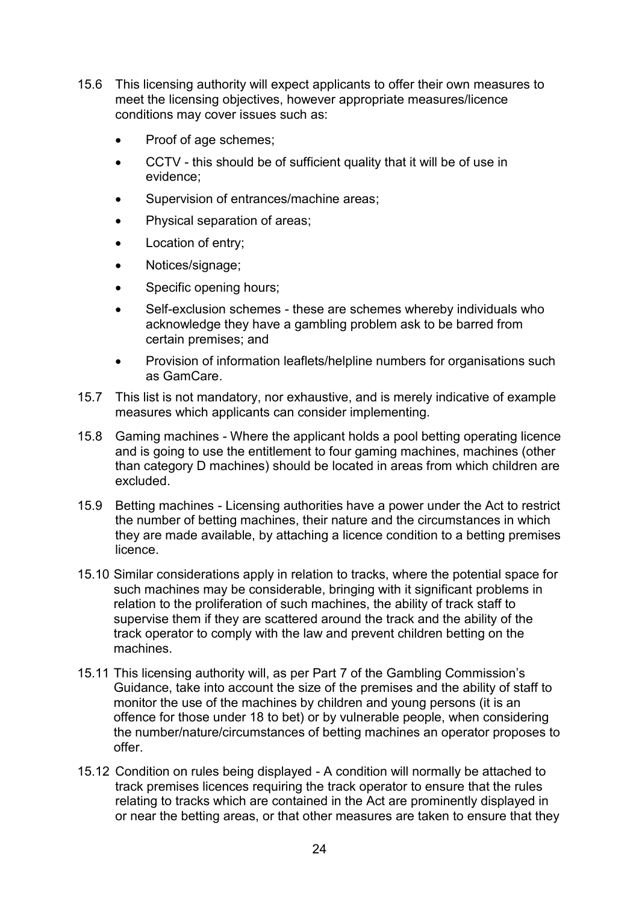15.6 This licensing authority will expect applicants to offer their own measures to meet the licensing objectives, however appropriate measures/licence conditions may cover issues such as:

- Proof of age schemes;
- CCTV - this should be of sufficient quality that it will be of use in evidence;
- Supervision of entrances/machine areas;
- Physical separation of areas;
- Location of entry;
- Notices/signage;
- Specific opening hours;
- Self-exclusion schemes - these are schemes whereby individuals who acknowledge they have a gambling problem ask to be barred from certain premises; and
- Provision of information leaflets/helpline numbers for organisations such as GamCare.

15.7 This list is not mandatory, nor exhaustive, and is merely indicative of example measures which applicants can consider implementing.

15.8 Gaming machines - Where the applicant holds a pool betting operating licence and is going to use the entitlement to four gaming machines, machines (other than category D machines) should be located in areas from which children are excluded.

15.9 Betting machines - Licensing authorities have a power under the Act to restrict the number of betting machines, their nature and the circumstances in which they are made available, by attaching a licence condition to a betting premises licence.

15.10 Similar considerations apply in relation to tracks, where the potential space for such machines may be considerable, bringing with it significant problems in relation to the proliferation of such machines, the ability of track staff to supervise them if they are scattered around the track and the ability of the track operator to comply with the law and prevent children betting on the machines.

15.11 This licensing authority will, as per Part 7 of the Gambling Commission's Guidance, take into account the size of the premises and the ability of staff to monitor the use of the machines by children and young persons (it is an offence for those under 18 to bet) or by vulnerable people, when considering the number/nature/circumstances of betting machines an operator proposes to offer.

15.12 Condition on rules being displayed - A condition will normally be attached to track premises licences requiring the track operator to ensure that the rules relating to tracks which are contained in the Act are prominently displayed in or near the betting areas, or that other measures are taken to ensure that they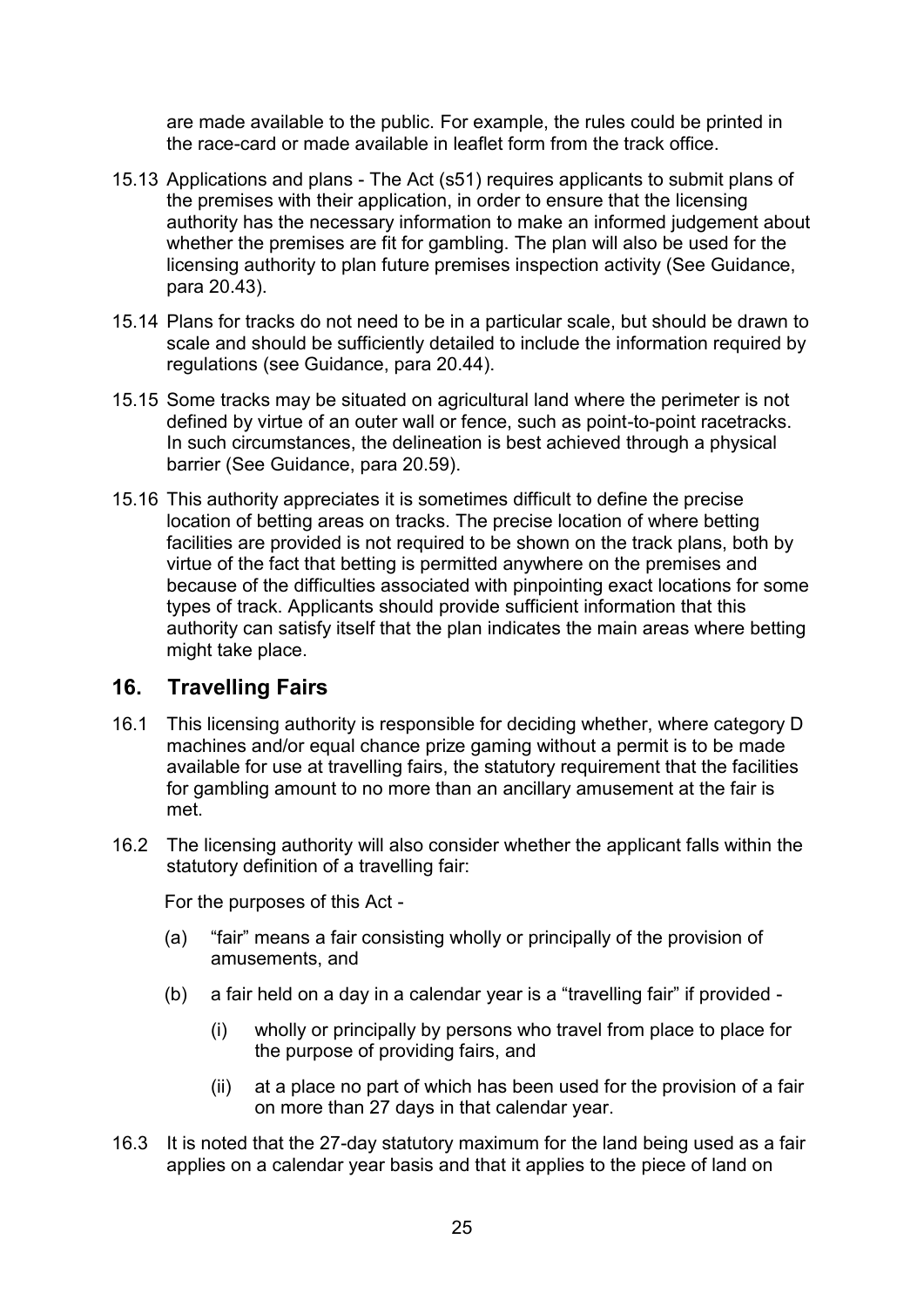are made available to the public. For example, the rules could be printed in the race-card or made available in leaflet form from the track office.

15.13 Applications and plans - The Act (s51) requires applicants to submit plans of the premises with their application, in order to ensure that the licensing authority has the necessary information to make an informed judgement about whether the premises are fit for gambling. The plan will also be used for the licensing authority to plan future premises inspection activity (See Guidance, para 20.43).

15.14 Plans for tracks do not need to be in a particular scale, but should be drawn to scale and should be sufficiently detailed to include the information required by regulations (see Guidance, para 20.44).

15.15 Some tracks may be situated on agricultural land where the perimeter is not defined by virtue of an outer wall or fence, such as point-to-point racetracks. In such circumstances, the delineation is best achieved through a physical barrier (See Guidance, para 20.59).

15.16 This authority appreciates it is sometimes difficult to define the precise location of betting areas on tracks. The precise location of where betting facilities are provided is not required to be shown on the track plans, both by virtue of the fact that betting is permitted anywhere on the premises and because of the difficulties associated with pinpointing exact locations for some types of track. Applicants should provide sufficient information that this authority can satisfy itself that the plan indicates the main areas where betting might take place.

## 16. Travelling Fairs

16.1 This licensing authority is responsible for deciding whether, where category D machines and/or equal chance prize gaming without a permit is to be made available for use at travelling fairs, the statutory requirement that the facilities for gambling amount to no more than an ancillary amusement at the fair is met.

16.2 The licensing authority will also consider whether the applicant falls within the statutory definition of a travelling fair:

For the purposes of this Act -

(a) "fair" means a fair consisting wholly or principally of the provision of amusements, and

(b) a fair held on a day in a calendar year is a "travelling fair" if provided -

(i) wholly or principally by persons who travel from place to place for the purpose of providing fairs, and

(ii) at a place no part of which has been used for the provision of a fair on more than 27 days in that calendar year.

16.3 It is noted that the 27-day statutory maximum for the land being used as a fair applies on a calendar year basis and that it applies to the piece of land on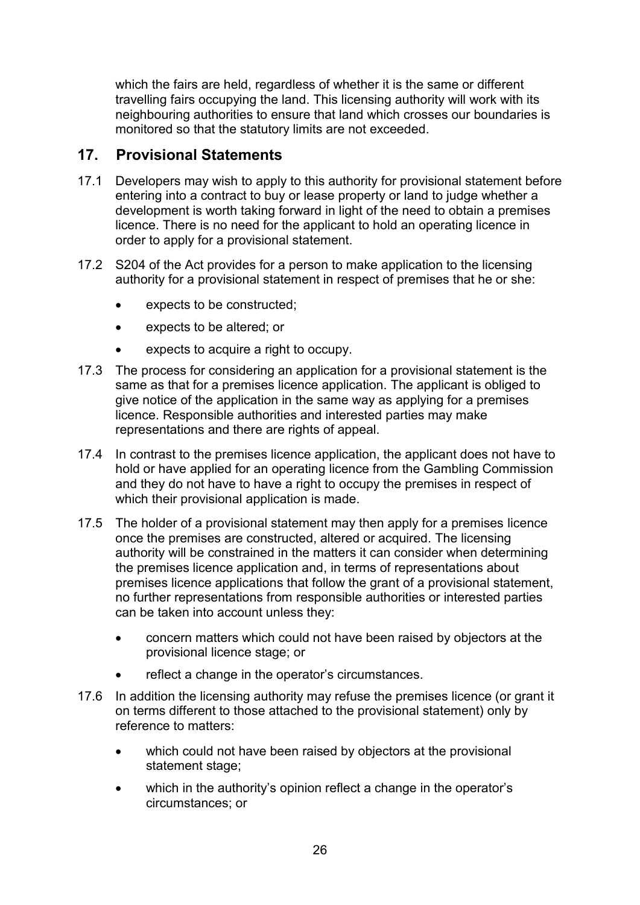which the fairs are held, regardless of whether it is the same or different travelling fairs occupying the land. This licensing authority will work with its neighbouring authorities to ensure that land which crosses our boundaries is monitored so that the statutory limits are not exceeded.

## 17. Provisional Statements

17.1 Developers may wish to apply to this authority for provisional statement before entering into a contract to buy or lease property or land to judge whether a development is worth taking forward in light of the need to obtain a premises licence. There is no need for the applicant to hold an operating licence in order to apply for a provisional statement.

17.2 S204 of the Act provides for a person to make application to the licensing authority for a provisional statement in respect of premises that he or she:

- expects to be constructed;
- expects to be altered; or
- expects to acquire a right to occupy.

17.3 The process for considering an application for a provisional statement is the same as that for a premises licence application. The applicant is obliged to give notice of the application in the same way as applying for a premises licence. Responsible authorities and interested parties may make representations and there are rights of appeal.

17.4 In contrast to the premises licence application, the applicant does not have to hold or have applied for an operating licence from the Gambling Commission and they do not have to have a right to occupy the premises in respect of which their provisional application is made.

17.5 The holder of a provisional statement may then apply for a premises licence once the premises are constructed, altered or acquired. The licensing authority will be constrained in the matters it can consider when determining the premises licence application and, in terms of representations about premises licence applications that follow the grant of a provisional statement, no further representations from responsible authorities or interested parties can be taken into account unless they:

- concern matters which could not have been raised by objectors at the provisional licence stage; or
- reflect a change in the operator's circumstances.

17.6 In addition the licensing authority may refuse the premises licence (or grant it on terms different to those attached to the provisional statement) only by reference to matters:

- which could not have been raised by objectors at the provisional statement stage;
- which in the authority's opinion reflect a change in the operator's circumstances; or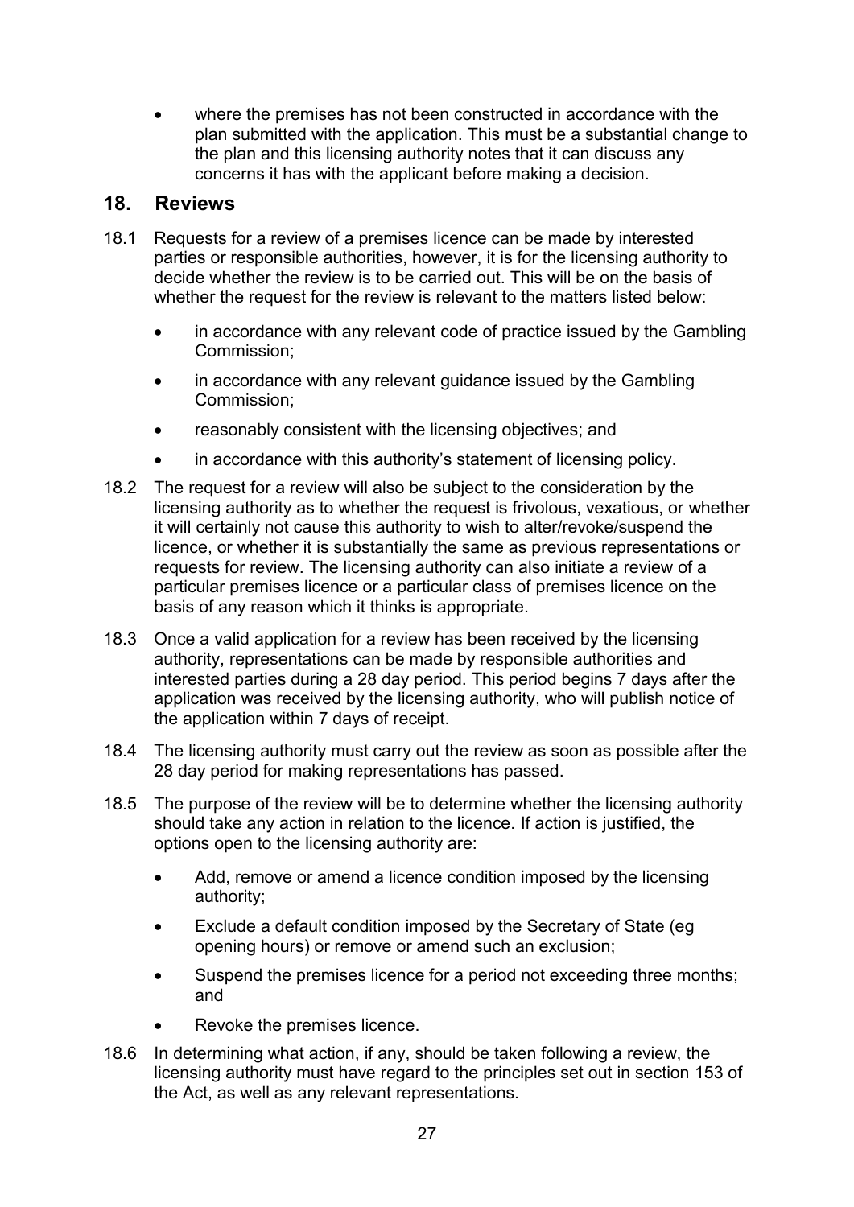- where the premises has not been constructed in accordance with the plan submitted with the application. This must be a substantial change to the plan and this licensing authority notes that it can discuss any concerns it has with the applicant before making a decision.

## 18. Reviews

18.1 Requests for a review of a premises licence can be made by interested parties or responsible authorities, however, it is for the licensing authority to decide whether the review is to be carried out. This will be on the basis of whether the request for the review is relevant to the matters listed below:

- in accordance with any relevant code of practice issued by the Gambling Commission;
- in accordance with any relevant guidance issued by the Gambling Commission;
- reasonably consistent with the licensing objectives; and
- in accordance with this authority's statement of licensing policy.

18.2 The request for a review will also be subject to the consideration by the licensing authority as to whether the request is frivolous, vexatious, or whether it will certainly not cause this authority to wish to alter/revoke/suspend the licence, or whether it is substantially the same as previous representations or requests for review. The licensing authority can also initiate a review of a particular premises licence or a particular class of premises licence on the basis of any reason which it thinks is appropriate.

18.3 Once a valid application for a review has been received by the licensing authority, representations can be made by responsible authorities and interested parties during a 28 day period. This period begins 7 days after the application was received by the licensing authority, who will publish notice of the application within 7 days of receipt.

18.4 The licensing authority must carry out the review as soon as possible after the 28 day period for making representations has passed.

18.5 The purpose of the review will be to determine whether the licensing authority should take any action in relation to the licence. If action is justified, the options open to the licensing authority are:

- Add, remove or amend a licence condition imposed by the licensing authority;
- Exclude a default condition imposed by the Secretary of State (eg opening hours) or remove or amend such an exclusion;
- Suspend the premises licence for a period not exceeding three months; and
- Revoke the premises licence.

18.6 In determining what action, if any, should be taken following a review, the licensing authority must have regard to the principles set out in section 153 of the Act, as well as any relevant representations.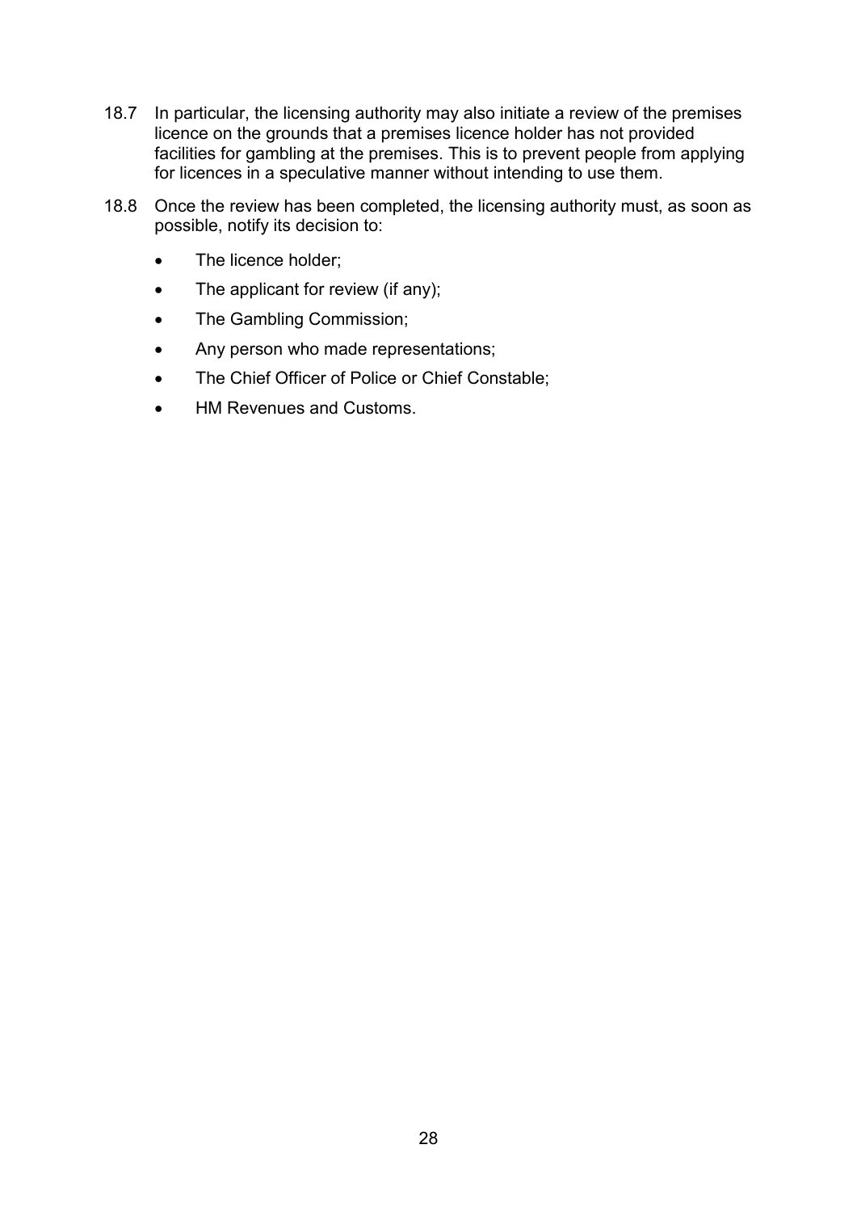18.7 In particular, the licensing authority may also initiate a review of the premises licence on the grounds that a premises licence holder has not provided facilities for gambling at the premises. This is to prevent people from applying for licences in a speculative manner without intending to use them.

18.8 Once the review has been completed, the licensing authority must, as soon as possible, notify its decision to:

- The licence holder;
- The applicant for review (if any);
- The Gambling Commission;
- Any person who made representations;
- The Chief Officer of Police or Chief Constable;
- HM Revenues and Customs.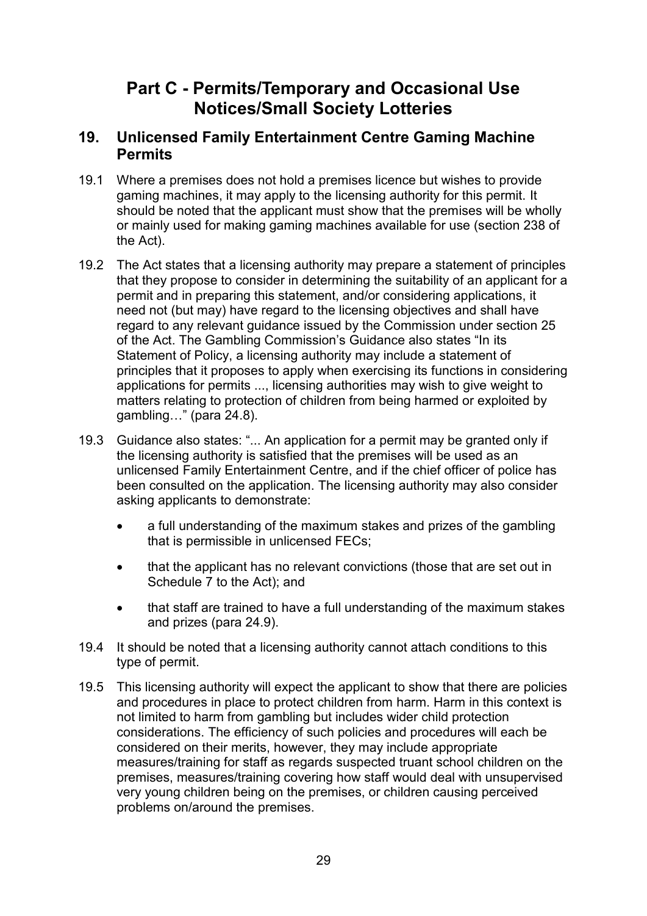# Part C - Permits/Temporary and Occasional Use Notices/Small Society Lotteries

## 19. Unlicensed Family Entertainment Centre Gaming Machine Permits

19.1 Where a premises does not hold a premises licence but wishes to provide gaming machines, it may apply to the licensing authority for this permit. It should be noted that the applicant must show that the premises will be wholly or mainly used for making gaming machines available for use (section 238 of the Act).

19.2 The Act states that a licensing authority may prepare a statement of principles that they propose to consider in determining the suitability of an applicant for a permit and in preparing this statement, and/or considering applications, it need not (but may) have regard to the licensing objectives and shall have regard to any relevant guidance issued by the Commission under section 25 of the Act. The Gambling Commission's Guidance also states "In its Statement of Policy, a licensing authority may include a statement of principles that it proposes to apply when exercising its functions in considering applications for permits ..., licensing authorities may wish to give weight to matters relating to protection of children from being harmed or exploited by gambling…" (para 24.8).

19.3 Guidance also states: "... An application for a permit may be granted only if the licensing authority is satisfied that the premises will be used as an unlicensed Family Entertainment Centre, and if the chief officer of police has been consulted on the application. The licensing authority may also consider asking applicants to demonstrate:

- a full understanding of the maximum stakes and prizes of the gambling that is permissible in unlicensed FECs;
- that the applicant has no relevant convictions (those that are set out in Schedule 7 to the Act); and
- that staff are trained to have a full understanding of the maximum stakes and prizes (para 24.9).

19.4 It should be noted that a licensing authority cannot attach conditions to this type of permit.

19.5 This licensing authority will expect the applicant to show that there are policies and procedures in place to protect children from harm. Harm in this context is not limited to harm from gambling but includes wider child protection considerations. The efficiency of such policies and procedures will each be considered on their merits, however, they may include appropriate measures/training for staff as regards suspected truant school children on the premises, measures/training covering how staff would deal with unsupervised very young children being on the premises, or children causing perceived problems on/around the premises.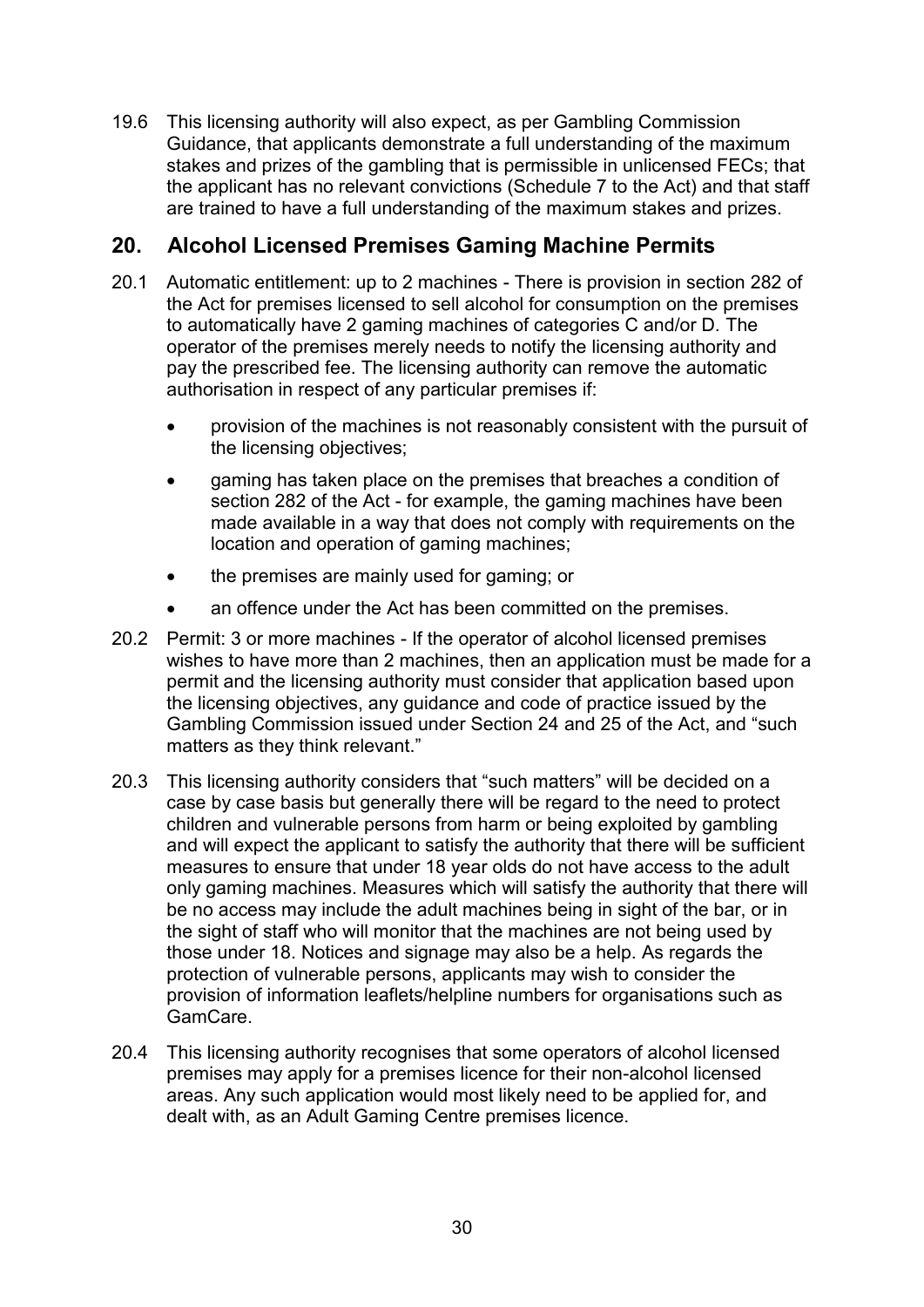19.6 This licensing authority will also expect, as per Gambling Commission Guidance, that applicants demonstrate a full understanding of the maximum stakes and prizes of the gambling that is permissible in unlicensed FECs; that the applicant has no relevant convictions (Schedule 7 to the Act) and that staff are trained to have a full understanding of the maximum stakes and prizes.

## 20. Alcohol Licensed Premises Gaming Machine Permits

20.1 Automatic entitlement: up to 2 machines - There is provision in section 282 of the Act for premises licensed to sell alcohol for consumption on the premises to automatically have 2 gaming machines of categories C and/or D. The operator of the premises merely needs to notify the licensing authority and pay the prescribed fee. The licensing authority can remove the automatic authorisation in respect of any particular premises if:

- provision of the machines is not reasonably consistent with the pursuit of the licensing objectives;
- gaming has taken place on the premises that breaches a condition of section 282 of the Act - for example, the gaming machines have been made available in a way that does not comply with requirements on the location and operation of gaming machines;
- the premises are mainly used for gaming; or
- an offence under the Act has been committed on the premises.

20.2 Permit: 3 or more machines - If the operator of alcohol licensed premises wishes to have more than 2 machines, then an application must be made for a permit and the licensing authority must consider that application based upon the licensing objectives, any guidance and code of practice issued by the Gambling Commission issued under Section 24 and 25 of the Act, and "such matters as they think relevant."

20.3 This licensing authority considers that "such matters" will be decided on a case by case basis but generally there will be regard to the need to protect children and vulnerable persons from harm or being exploited by gambling and will expect the applicant to satisfy the authority that there will be sufficient measures to ensure that under 18 year olds do not have access to the adult only gaming machines. Measures which will satisfy the authority that there will be no access may include the adult machines being in sight of the bar, or in the sight of staff who will monitor that the machines are not being used by those under 18. Notices and signage may also be a help. As regards the protection of vulnerable persons, applicants may wish to consider the provision of information leaflets/helpline numbers for organisations such as GamCare.

20.4 This licensing authority recognises that some operators of alcohol licensed premises may apply for a premises licence for their non-alcohol licensed areas. Any such application would most likely need to be applied for, and dealt with, as an Adult Gaming Centre premises licence.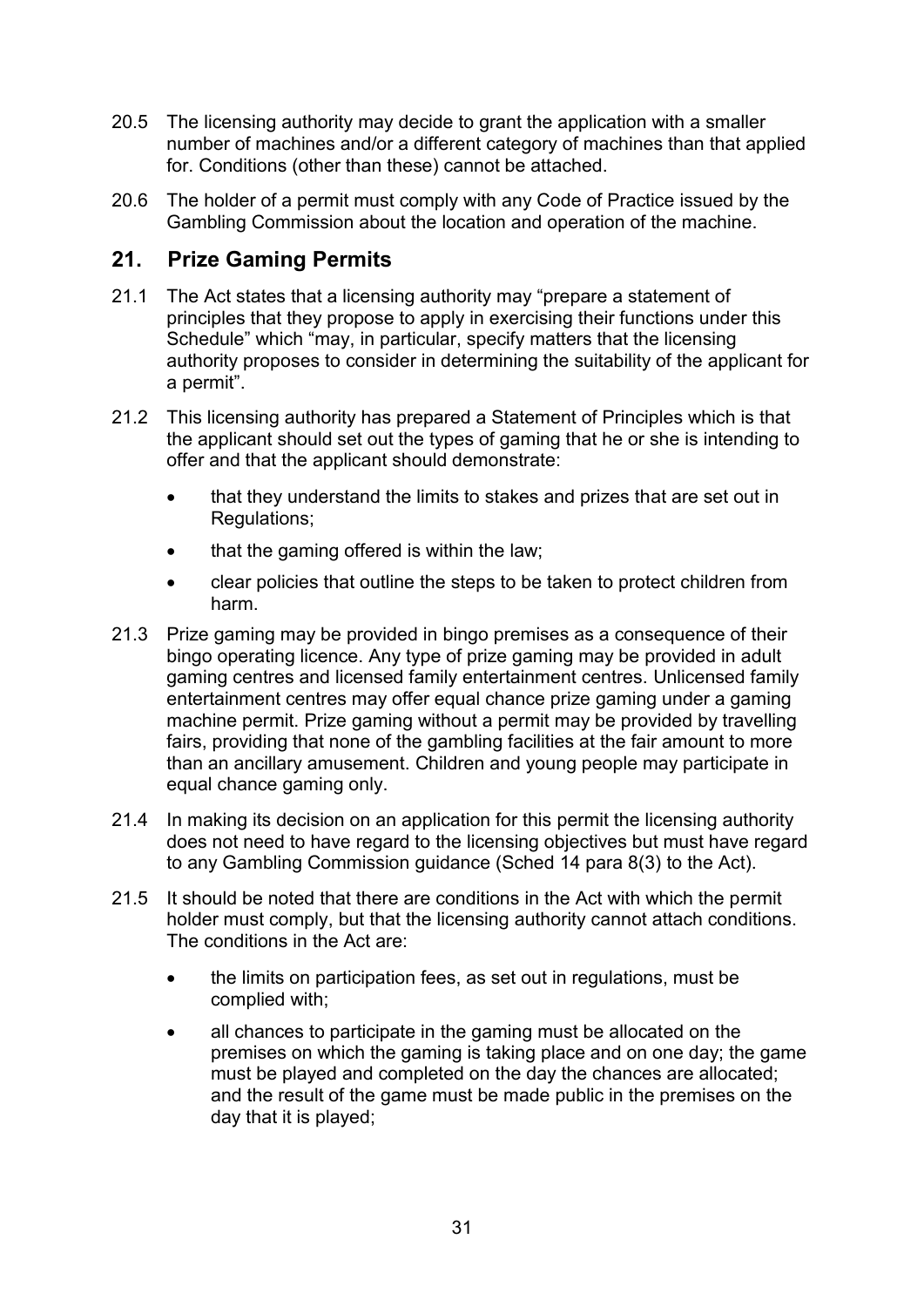20.5 The licensing authority may decide to grant the application with a smaller number of machines and/or a different category of machines than that applied for. Conditions (other than these) cannot be attached.

20.6 The holder of a permit must comply with any Code of Practice issued by the Gambling Commission about the location and operation of the machine.

## 21. Prize Gaming Permits

21.1 The Act states that a licensing authority may "prepare a statement of principles that they propose to apply in exercising their functions under this Schedule" which "may, in particular, specify matters that the licensing authority proposes to consider in determining the suitability of the applicant for a permit".

21.2 This licensing authority has prepared a Statement of Principles which is that the applicant should set out the types of gaming that he or she is intending to offer and that the applicant should demonstrate:

- that they understand the limits to stakes and prizes that are set out in Regulations;
- that the gaming offered is within the law;
- clear policies that outline the steps to be taken to protect children from harm.

21.3 Prize gaming may be provided in bingo premises as a consequence of their bingo operating licence. Any type of prize gaming may be provided in adult gaming centres and licensed family entertainment centres. Unlicensed family entertainment centres may offer equal chance prize gaming under a gaming machine permit. Prize gaming without a permit may be provided by travelling fairs, providing that none of the gambling facilities at the fair amount to more than an ancillary amusement. Children and young people may participate in equal chance gaming only.

21.4 In making its decision on an application for this permit the licensing authority does not need to have regard to the licensing objectives but must have regard to any Gambling Commission guidance (Sched 14 para 8(3) to the Act).

21.5 It should be noted that there are conditions in the Act with which the permit holder must comply, but that the licensing authority cannot attach conditions. The conditions in the Act are:

- the limits on participation fees, as set out in regulations, must be complied with;
- all chances to participate in the gaming must be allocated on the premises on which the gaming is taking place and on one day; the game must be played and completed on the day the chances are allocated; and the result of the game must be made public in the premises on the day that it is played;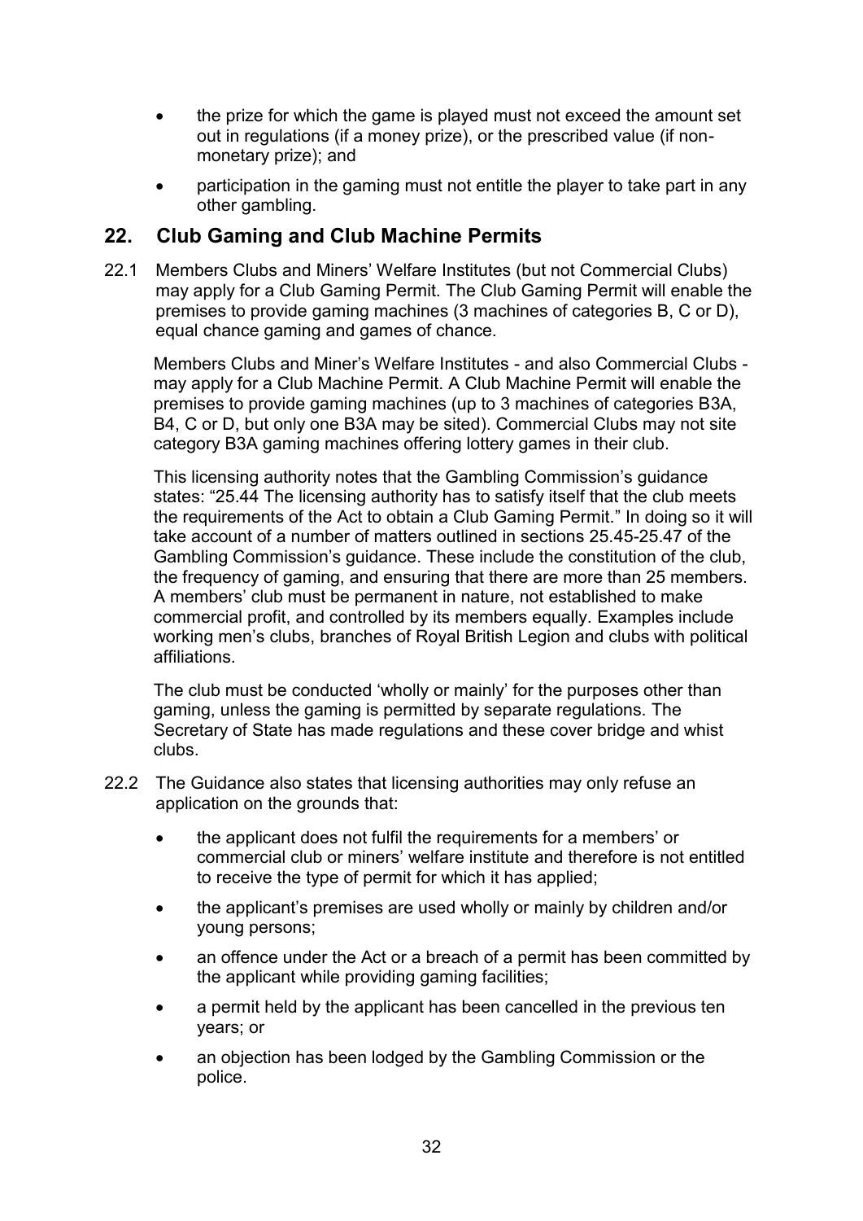- the prize for which the game is played must not exceed the amount set out in regulations (if a money prize), or the prescribed value (if non-monetary prize); and
- participation in the gaming must not entitle the player to take part in any other gambling.

## 22. Club Gaming and Club Machine Permits

22.1 Members Clubs and Miners' Welfare Institutes (but not Commercial Clubs) may apply for a Club Gaming Permit. The Club Gaming Permit will enable the premises to provide gaming machines (3 machines of categories B, C or D), equal chance gaming and games of chance.

Members Clubs and Miner's Welfare Institutes - and also Commercial Clubs - may apply for a Club Machine Permit. A Club Machine Permit will enable the premises to provide gaming machines (up to 3 machines of categories B3A, B4, C or D, but only one B3A may be sited). Commercial Clubs may not site category B3A gaming machines offering lottery games in their club.

This licensing authority notes that the Gambling Commission's guidance states: "25.44 The licensing authority has to satisfy itself that the club meets the requirements of the Act to obtain a Club Gaming Permit." In doing so it will take account of a number of matters outlined in sections 25.45-25.47 of the Gambling Commission's guidance. These include the constitution of the club, the frequency of gaming, and ensuring that there are more than 25 members. A members' club must be permanent in nature, not established to make commercial profit, and controlled by its members equally. Examples include working men's clubs, branches of Royal British Legion and clubs with political affiliations.

The club must be conducted 'wholly or mainly' for the purposes other than gaming, unless the gaming is permitted by separate regulations. The Secretary of State has made regulations and these cover bridge and whist clubs.

22.2 The Guidance also states that licensing authorities may only refuse an application on the grounds that:

- the applicant does not fulfil the requirements for a members' or commercial club or miners' welfare institute and therefore is not entitled to receive the type of permit for which it has applied;
- the applicant's premises are used wholly or mainly by children and/or young persons;
- an offence under the Act or a breach of a permit has been committed by the applicant while providing gaming facilities;
- a permit held by the applicant has been cancelled in the previous ten years; or
- an objection has been lodged by the Gambling Commission or the police.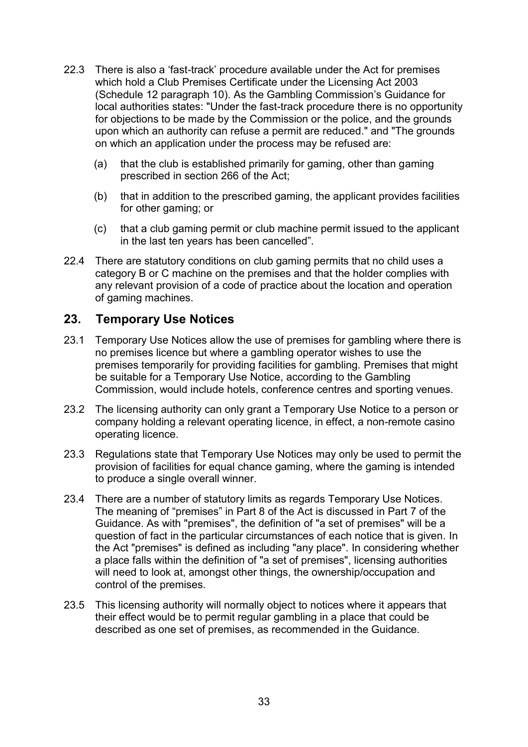22.3 There is also a 'fast-track' procedure available under the Act for premises which hold a Club Premises Certificate under the Licensing Act 2003 (Schedule 12 paragraph 10). As the Gambling Commission's Guidance for local authorities states: "Under the fast-track procedure there is no opportunity for objections to be made by the Commission or the police, and the grounds upon which an authority can refuse a permit are reduced." and "The grounds on which an application under the process may be refused are:

(a) that the club is established primarily for gaming, other than gaming prescribed in section 266 of the Act;

(b) that in addition to the prescribed gaming, the applicant provides facilities for other gaming; or

(c) that a club gaming permit or club machine permit issued to the applicant in the last ten years has been cancelled".

22.4 There are statutory conditions on club gaming permits that no child uses a category B or C machine on the premises and that the holder complies with any relevant provision of a code of practice about the location and operation of gaming machines.

## 23. Temporary Use Notices

23.1 Temporary Use Notices allow the use of premises for gambling where there is no premises licence but where a gambling operator wishes to use the premises temporarily for providing facilities for gambling. Premises that might be suitable for a Temporary Use Notice, according to the Gambling Commission, would include hotels, conference centres and sporting venues.

23.2 The licensing authority can only grant a Temporary Use Notice to a person or company holding a relevant operating licence, in effect, a non-remote casino operating licence.

23.3 Regulations state that Temporary Use Notices may only be used to permit the provision of facilities for equal chance gaming, where the gaming is intended to produce a single overall winner.

23.4 There are a number of statutory limits as regards Temporary Use Notices. The meaning of "premises" in Part 8 of the Act is discussed in Part 7 of the Guidance. As with "premises", the definition of "a set of premises" will be a question of fact in the particular circumstances of each notice that is given. In the Act "premises" is defined as including "any place". In considering whether a place falls within the definition of "a set of premises", licensing authorities will need to look at, amongst other things, the ownership/occupation and control of the premises.

23.5 This licensing authority will normally object to notices where it appears that their effect would be to permit regular gambling in a place that could be described as one set of premises, as recommended in the Guidance.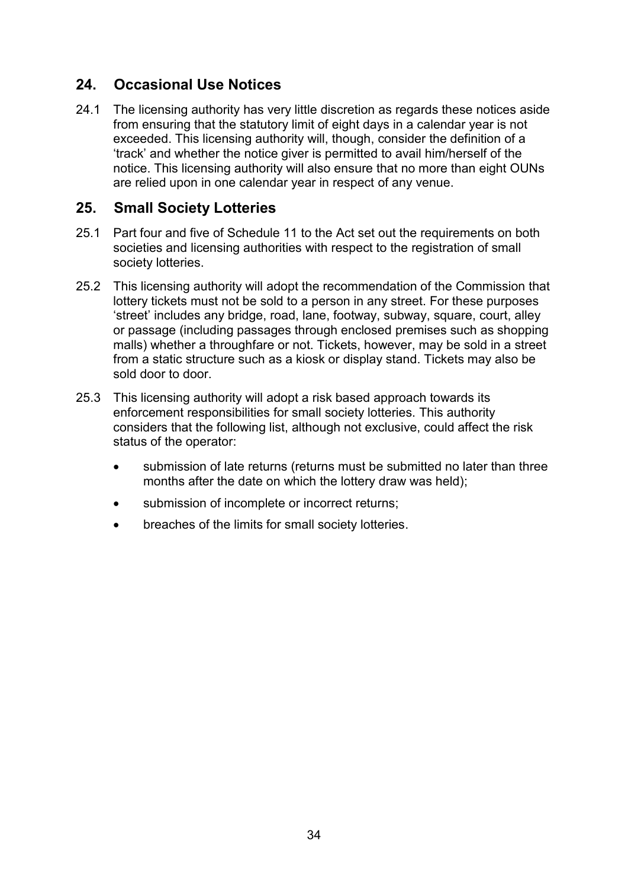## 24. Occasional Use Notices

24.1 The licensing authority has very little discretion as regards these notices aside from ensuring that the statutory limit of eight days in a calendar year is not exceeded. This licensing authority will, though, consider the definition of a 'track' and whether the notice giver is permitted to avail him/herself of the notice. This licensing authority will also ensure that no more than eight OUNs are relied upon in one calendar year in respect of any venue.

## 25. Small Society Lotteries

25.1 Part four and five of Schedule 11 to the Act set out the requirements on both societies and licensing authorities with respect to the registration of small society lotteries.

25.2 This licensing authority will adopt the recommendation of the Commission that lottery tickets must not be sold to a person in any street. For these purposes 'street' includes any bridge, road, lane, footway, subway, square, court, alley or passage (including passages through enclosed premises such as shopping malls) whether a throughfare or not. Tickets, however, may be sold in a street from a static structure such as a kiosk or display stand. Tickets may also be sold door to door.

25.3 This licensing authority will adopt a risk based approach towards its enforcement responsibilities for small society lotteries. This authority considers that the following list, although not exclusive, could affect the risk status of the operator:

- submission of late returns (returns must be submitted no later than three months after the date on which the lottery draw was held);
- submission of incomplete or incorrect returns;
- breaches of the limits for small society lotteries.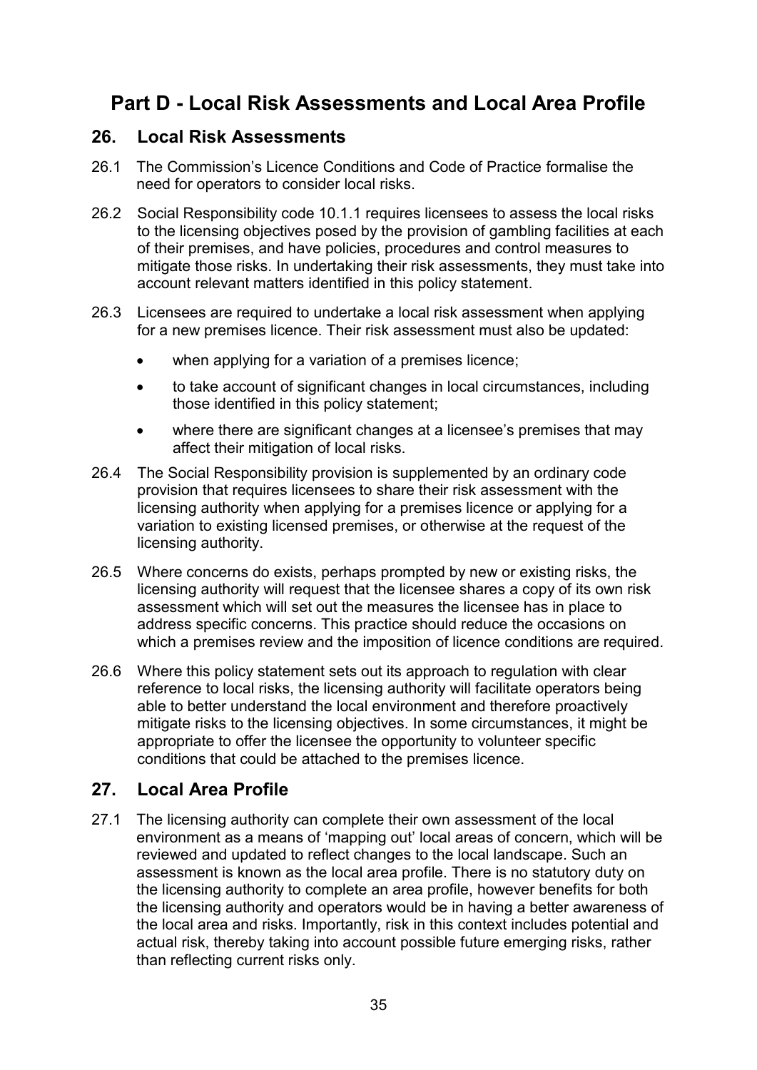# Part D - Local Risk Assessments and Local Area Profile

## 26. Local Risk Assessments

26.1 The Commission's Licence Conditions and Code of Practice formalise the need for operators to consider local risks.

26.2 Social Responsibility code 10.1.1 requires licensees to assess the local risks to the licensing objectives posed by the provision of gambling facilities at each of their premises, and have policies, procedures and control measures to mitigate those risks. In undertaking their risk assessments, they must take into account relevant matters identified in this policy statement.

26.3 Licensees are required to undertake a local risk assessment when applying for a new premises licence. Their risk assessment must also be updated:

- when applying for a variation of a premises licence;
- to take account of significant changes in local circumstances, including those identified in this policy statement;
- where there are significant changes at a licensee's premises that may affect their mitigation of local risks.

26.4 The Social Responsibility provision is supplemented by an ordinary code provision that requires licensees to share their risk assessment with the licensing authority when applying for a premises licence or applying for a variation to existing licensed premises, or otherwise at the request of the licensing authority.

26.5 Where concerns do exists, perhaps prompted by new or existing risks, the licensing authority will request that the licensee shares a copy of its own risk assessment which will set out the measures the licensee has in place to address specific concerns. This practice should reduce the occasions on which a premises review and the imposition of licence conditions are required.

26.6 Where this policy statement sets out its approach to regulation with clear reference to local risks, the licensing authority will facilitate operators being able to better understand the local environment and therefore proactively mitigate risks to the licensing objectives. In some circumstances, it might be appropriate to offer the licensee the opportunity to volunteer specific conditions that could be attached to the premises licence.

## 27. Local Area Profile

27.1 The licensing authority can complete their own assessment of the local environment as a means of 'mapping out' local areas of concern, which will be reviewed and updated to reflect changes to the local landscape. Such an assessment is known as the local area profile. There is no statutory duty on the licensing authority to complete an area profile, however benefits for both the licensing authority and operators would be in having a better awareness of the local area and risks. Importantly, risk in this context includes potential and actual risk, thereby taking into account possible future emerging risks, rather than reflecting current risks only.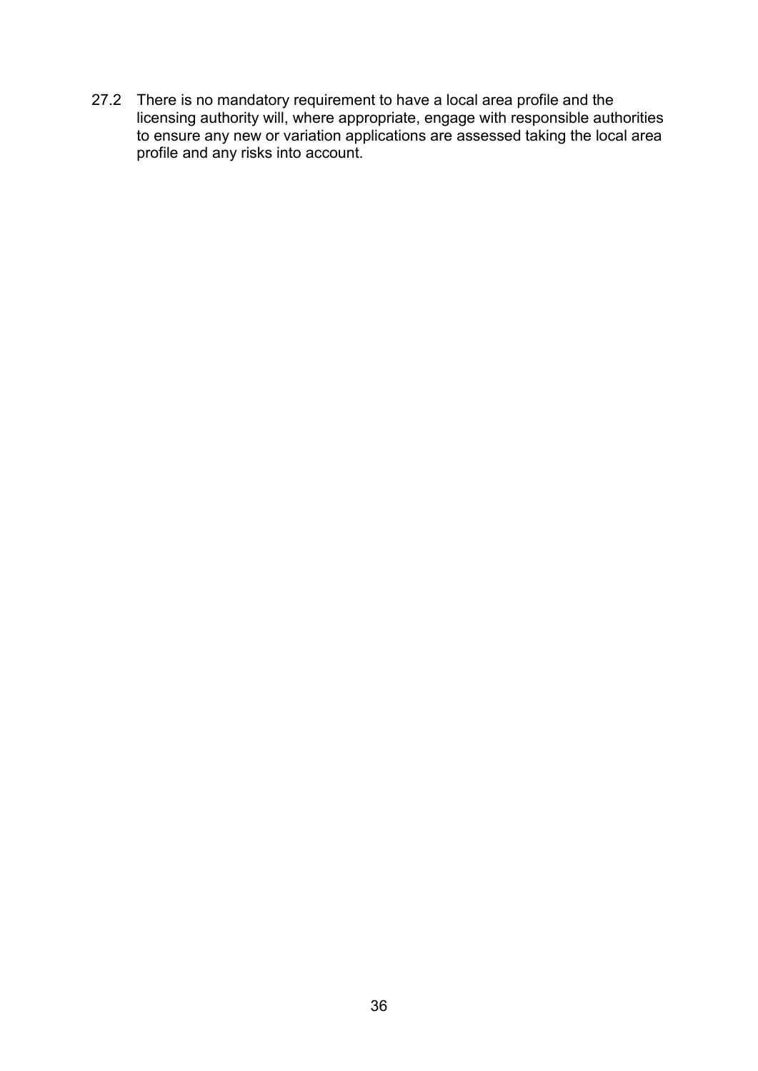27.2 There is no mandatory requirement to have a local area profile and the licensing authority will, where appropriate, engage with responsible authorities to ensure any new or variation applications are assessed taking the local area profile and any risks into account.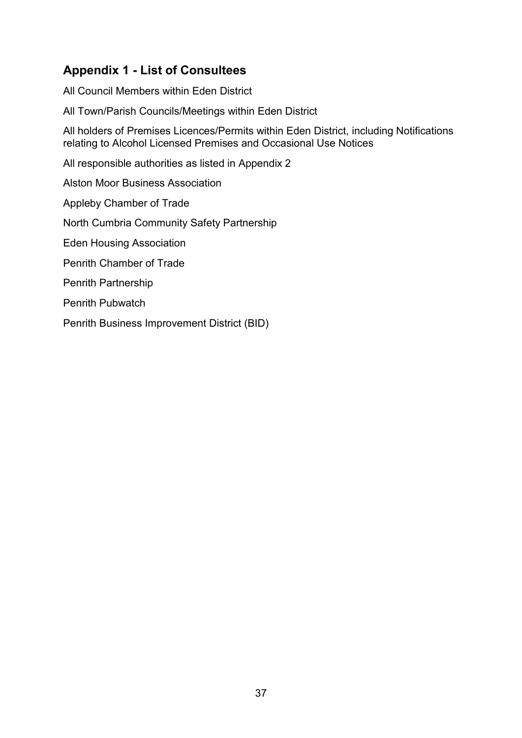## Appendix 1 - List of Consultees

All Council Members within Eden District

All Town/Parish Councils/Meetings within Eden District

All holders of Premises Licences/Permits within Eden District, including Notifications relating to Alcohol Licensed Premises and Occasional Use Notices

All responsible authorities as listed in Appendix 2

Alston Moor Business Association

Appleby Chamber of Trade

North Cumbria Community Safety Partnership

Eden Housing Association

Penrith Chamber of Trade

Penrith Partnership

Penrith Pubwatch

Penrith Business Improvement District (BID)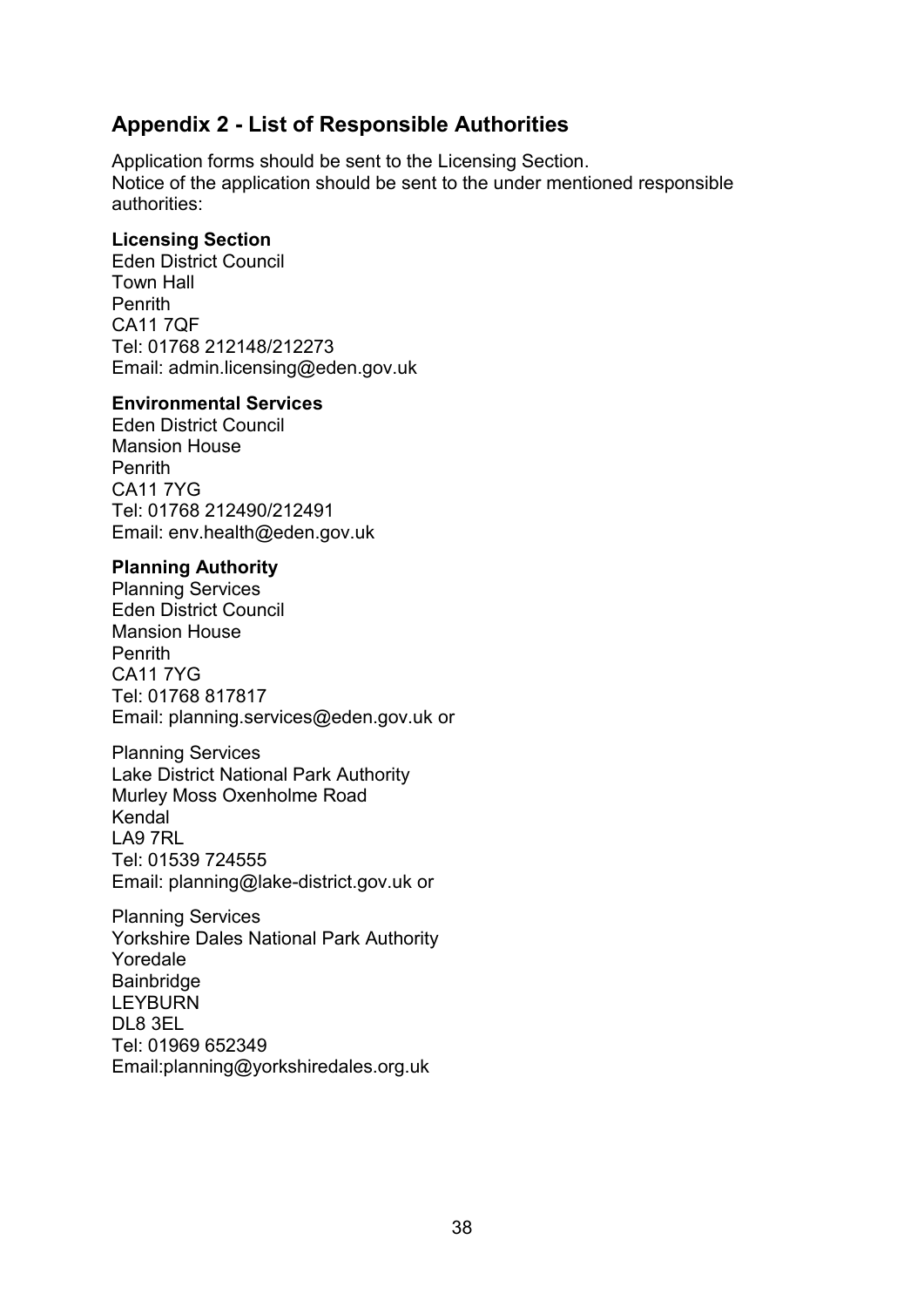## Appendix 2 - List of Responsible Authorities

Application forms should be sent to the Licensing Section.
Notice of the application should be sent to the under mentioned responsible authorities:

**Licensing Section**
Eden District Council
Town Hall
Penrith
CA11 7QF
Tel: 01768 212148/212273
Email: admin.licensing@eden.gov.uk

**Environmental Services**
Eden District Council
Mansion House
Penrith
CA11 7YG
Tel: 01768 212490/212491
Email: env.health@eden.gov.uk

**Planning Authority**
Planning Services
Eden District Council
Mansion House
Penrith
CA11 7YG
Tel: 01768 817817
Email: planning.services@eden.gov.uk or

Planning Services
Lake District National Park Authority
Murley Moss Oxenholme Road
Kendal
LA9 7RL
Tel: 01539 724555
Email: planning@lake-district.gov.uk or

Planning Services
Yorkshire Dales National Park Authority
Yoredale
Bainbridge
LEYBURN
DL8 3EL
Tel: 01969 652349
Email:planning@yorkshiredales.org.uk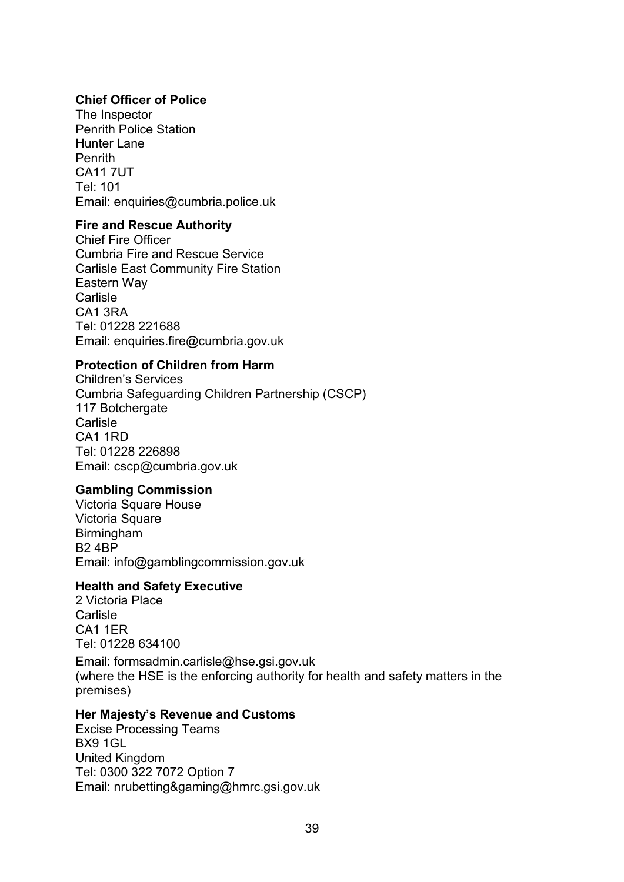**Chief Officer of Police**
The Inspector
Penrith Police Station
Hunter Lane
Penrith
CA11 7UT
Tel: 101
Email: enquiries@cumbria.police.uk

**Fire and Rescue Authority**
Chief Fire Officer
Cumbria Fire and Rescue Service
Carlisle East Community Fire Station
Eastern Way
Carlisle
CA1 3RA
Tel: 01228 221688
Email: enquiries.fire@cumbria.gov.uk

**Protection of Children from Harm**
Children's Services
Cumbria Safeguarding Children Partnership (CSCP)
117 Botchergate
Carlisle
CA1 1RD
Tel: 01228 226898
Email: cscp@cumbria.gov.uk

**Gambling Commission**
Victoria Square House
Victoria Square
Birmingham
B2 4BP
Email: info@gamblingcommission.gov.uk

**Health and Safety Executive**
2 Victoria Place
Carlisle
CA1 1ER
Tel: 01228 634100
Email: formsadmin.carlisle@hse.gsi.gov.uk
(where the HSE is the enforcing authority for health and safety matters in the premises)

**Her Majesty's Revenue and Customs**
Excise Processing Teams
BX9 1GL
United Kingdom
Tel: 0300 322 7072 Option 7
Email: nrubetting&gaming@hmrc.gsi.gov.uk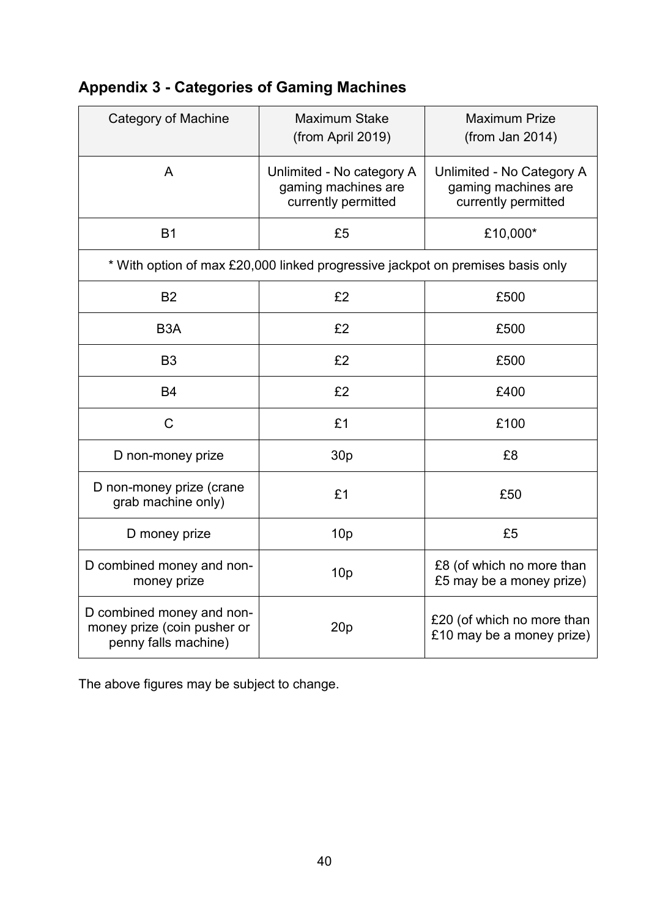## Appendix 3 - Categories of Gaming Machines

| Category of Machine | Maximum Stake (from April 2019) | Maximum Prize (from Jan 2014) |
|---|---|---|
| A | Unlimited - No category A gaming machines are currently permitted | Unlimited - No Category A gaming machines are currently permitted |
| B1 | £5 | £10,000* |
| * With option of max £20,000 linked progressive jackpot on premises basis only | | |
| B2 | £2 | £500 |
| B3A | £2 | £500 |
| B3 | £2 | £500 |
| B4 | £2 | £400 |
| C | £1 | £100 |
| D non-money prize | 30p | £8 |
| D non-money prize (crane grab machine only) | £1 | £50 |
| D money prize | 10p | £5 |
| D combined money and non-money prize | 10p | £8 (of which no more than £5 may be a money prize) |
| D combined money and non-money prize (coin pusher or penny falls machine) | 20p | £20 (of which no more than £10 may be a money prize) |

The above figures may be subject to change.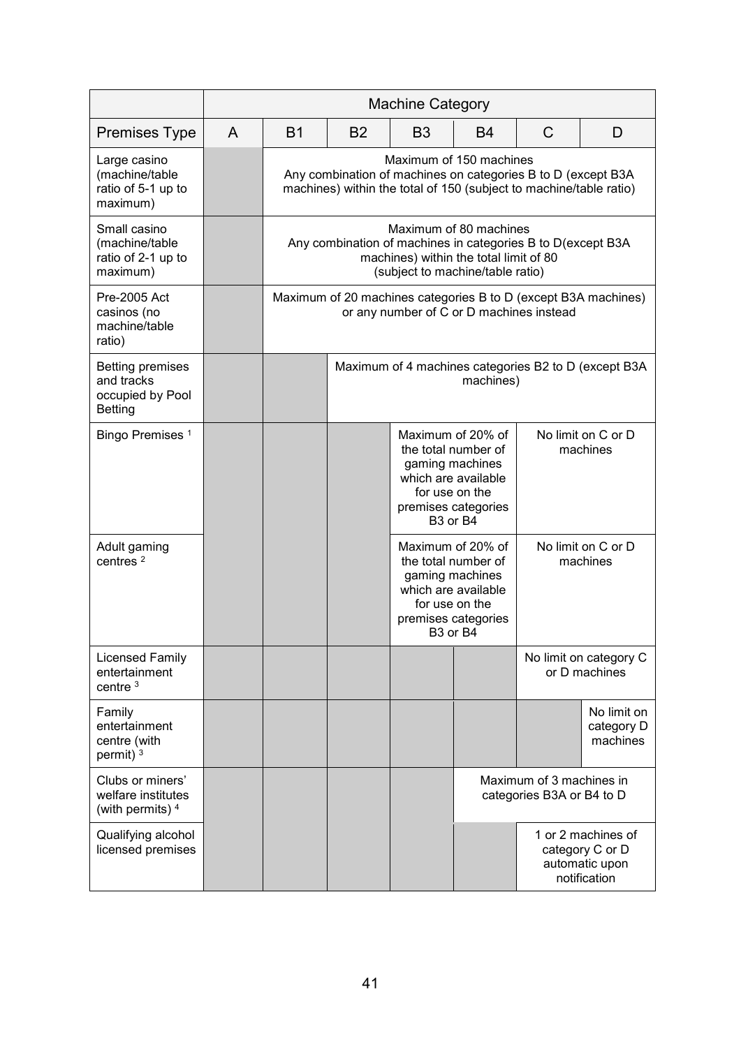| | Machine Category | | | | | | |
|---|---|---|---|---|---|---|---|
| Premises Type | A | B1 | B2 | B3 | B4 | C | D |
| Large casino (machine/table ratio of 5-1 up to maximum) | | Maximum of 150 machines Any combination of machines on categories B to D (except B3A machines) within the total of 150 (subject to machine/table ratio) | | | | | |
| Small casino (machine/table ratio of 2-1 up to maximum) | | Maximum of 80 machines Any combination of machines in categories B to D(except B3A machines) within the total limit of 80 (subject to machine/table ratio) | | | | | |
| Pre-2005 Act casinos (no machine/table ratio) | | Maximum of 20 machines categories B to D (except B3A machines) or any number of C or D machines instead | | | | | |
| Betting premises and tracks occupied by Pool Betting | | | Maximum of 4 machines categories B2 to D (except B3A machines) | | | | |
| Bingo Premises [1] | | | | Maximum of 20% of the total number of gaming machines which are available for use on the premises categories B3 or B4 | | No limit on C or D machines | |
| Adult gaming centres [2] | | | | Maximum of 20% of the total number of gaming machines which are available for use on the premises categories B3 or B4 | | No limit on C or D machines | |
| Licensed Family entertainment centre [3] | | | | | | No limit on category C or D machines | |
| Family entertainment centre (with permit) [3] | | | | | | | No limit on category D machines |
| Clubs or miners' welfare institutes (with permits) [4] | | | | | Maximum of 3 machines in categories B3A or B4 to D | | |
| Qualifying alcohol licensed premises | | | | | | 1 or 2 machines of category C or D automatic upon notification | |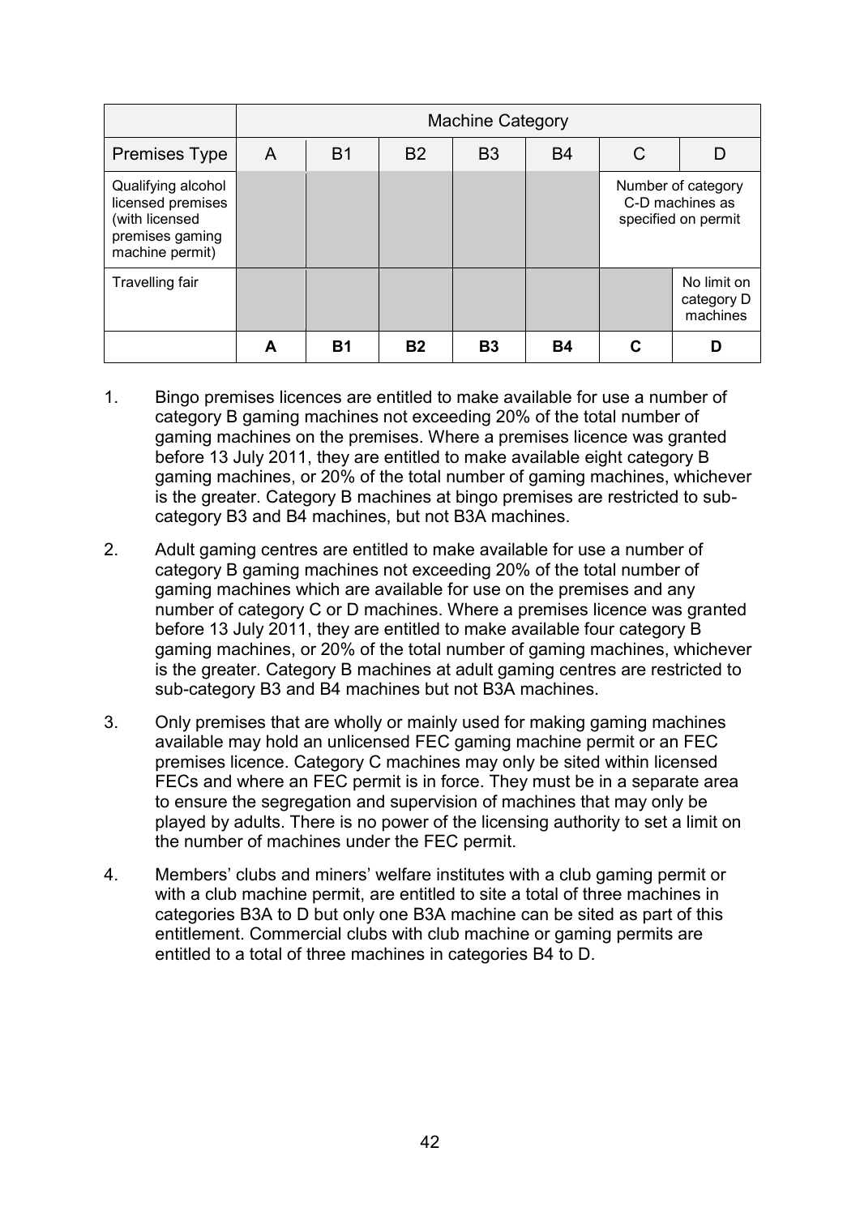| | Machine Category | | | | | | |
|---|---|---|---|---|---|---|---|
| Premises Type | A | B1 | B2 | B3 | B4 | C | D |
| Qualifying alcohol licensed premises (with licensed premises gaming machine permit) | | | | | | Number of category C-D machines as specified on permit | |
| Travelling fair | | | | | | | No limit on category D machines |
| | **A** | **B1** | **B2** | **B3** | **B4** | **C** | **D** |

1. Bingo premises licences are entitled to make available for use a number of category B gaming machines not exceeding 20% of the total number of gaming machines on the premises. Where a premises licence was granted before 13 July 2011, they are entitled to make available eight category B gaming machines, or 20% of the total number of gaming machines, whichever is the greater. Category B machines at bingo premises are restricted to sub-category B3 and B4 machines, but not B3A machines.

2. Adult gaming centres are entitled to make available for use a number of category B gaming machines not exceeding 20% of the total number of gaming machines which are available for use on the premises and any number of category C or D machines. Where a premises licence was granted before 13 July 2011, they are entitled to make available four category B gaming machines, or 20% of the total number of gaming machines, whichever is the greater. Category B machines at adult gaming centres are restricted to sub-category B3 and B4 machines but not B3A machines.

3. Only premises that are wholly or mainly used for making gaming machines available may hold an unlicensed FEC gaming machine permit or an FEC premises licence. Category C machines may only be sited within licensed FECs and where an FEC permit is in force. They must be in a separate area to ensure the segregation and supervision of machines that may only be played by adults. There is no power of the licensing authority to set a limit on the number of machines under the FEC permit.

4. Members' clubs and miners' welfare institutes with a club gaming permit or with a club machine permit, are entitled to site a total of three machines in categories B3A to D but only one B3A machine can be sited as part of this entitlement. Commercial clubs with club machine or gaming permits are entitled to a total of three machines in categories B4 to D.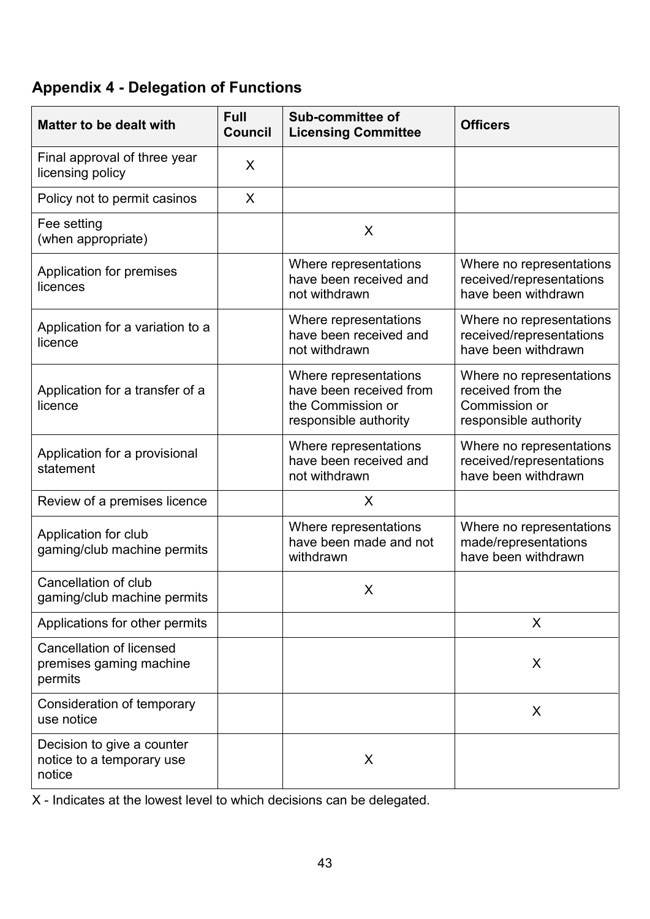## Appendix 4 - Delegation of Functions

| Matter to be dealt with | Full Council | Sub-committee of Licensing Committee | Officers |
|---|---|---|---|
| Final approval of three year licensing policy | X | | |
| Policy not to permit casinos | X | | |
| Fee setting (when appropriate) | | X | |
| Application for premises licences | | Where representations have been received and not withdrawn | Where no representations received/representations have been withdrawn |
| Application for a variation to a licence | | Where representations have been received and not withdrawn | Where no representations received/representations have been withdrawn |
| Application for a transfer of a licence | | Where representations have been received from the Commission or responsible authority | Where no representations received from the Commission or responsible authority |
| Application for a provisional statement | | Where representations have been received and not withdrawn | Where no representations received/representations have been withdrawn |
| Review of a premises licence | | X | |
| Application for club gaming/club machine permits | | Where representations have been made and not withdrawn | Where no representations made/representations have been withdrawn |
| Cancellation of club gaming/club machine permits | | X | |
| Applications for other permits | | | X |
| Cancellation of licensed premises gaming machine permits | | | X |
| Consideration of temporary use notice | | | X |
| Decision to give a counter notice to a temporary use notice | | X | |

X - Indicates at the lowest level to which decisions can be delegated.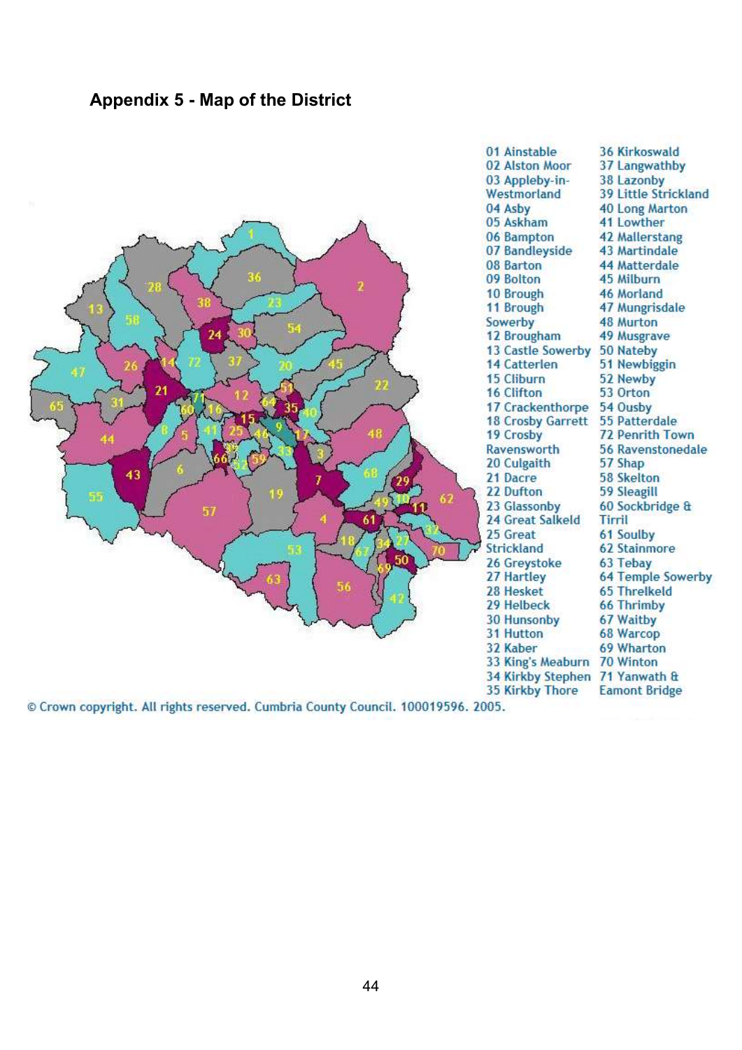## Appendix 5 - Map of the District

01 Ainstable
02 Alston Moor
03 Appleby-in-Westmorland
04 Asby
05 Askham
06 Bampton
07 Bandleyside
08 Barton
09 Bolton
10 Brough
11 Brough Sowerby
12 Brougham
13 Castle Sowerby
14 Catterlen
15 Cliburn
16 Clifton
17 Crackenthorpe
18 Crosby Garrett
19 Crosby Ravensworth
20 Culgaith
21 Dacre
22 Dufton
23 Glassonby
24 Great Salkeld
25 Great Strickland
26 Greystoke
27 Hartley
28 Hesket
29 Helbeck
30 Hunsonby
31 Hutton
32 Kaber
33 King's Meaburn
34 Kirkby Stephen
35 Kirkby Thore
36 Kirkoswald
37 Langwathby
38 Lazonby
39 Little Strickland
40 Long Marton
41 Lowther
42 Mallerstang
43 Martindale
44 Matterdale
45 Milburn
46 Morland
47 Mungrisdale
48 Murton
49 Musgrave
50 Nateby
51 Newbiggin
52 Newby
53 Orton
54 Ousby
55 Patterdale
72 Penrith Town
56 Ravenstonedale
57 Shap
58 Skelton
59 Sleagill
60 Sockbridge & Tirril
61 Soulby
62 Stainmore
63 Tebay
64 Temple Sowerby
65 Threlkeld
66 Thrimby
67 Waitby
68 Warcop
69 Wharton
70 Winton
71 Yanwath & Eamont Bridge

© Crown copyright. All rights reserved. Cumbria County Council. 100019596. 2005.